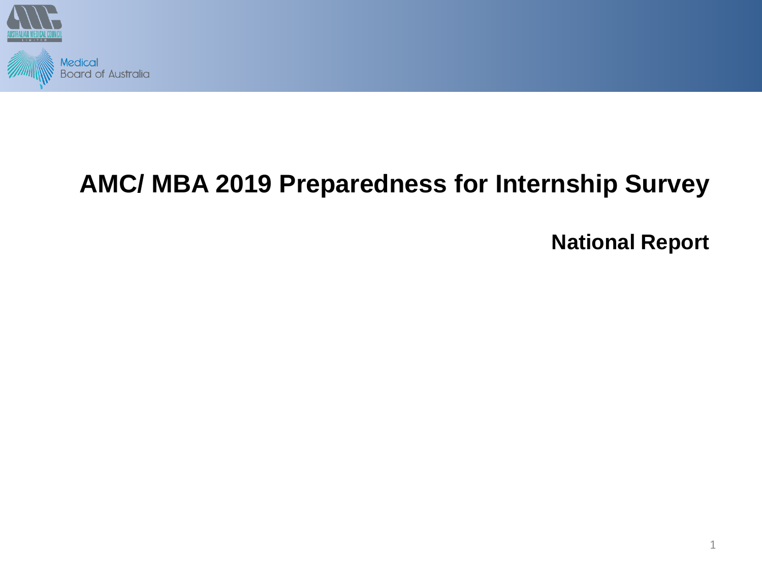# AMC/ MBA 2019 Preparedness for Internship Survey

## National Report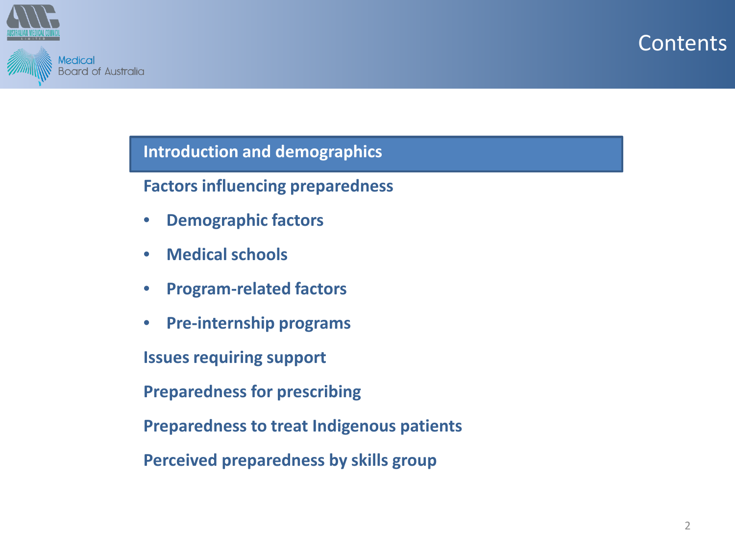# Contents

**Introduction and demographics**

**Factors influencing preparedness**

- **Demographic factors**
- **Medical schools**
- **Program-related factors**
- **Pre-internship programs**

**Issues requiring support**

**Preparedness for prescribing**

**Preparedness to treat Indigenous patients**

**Perceived preparedness by skills group**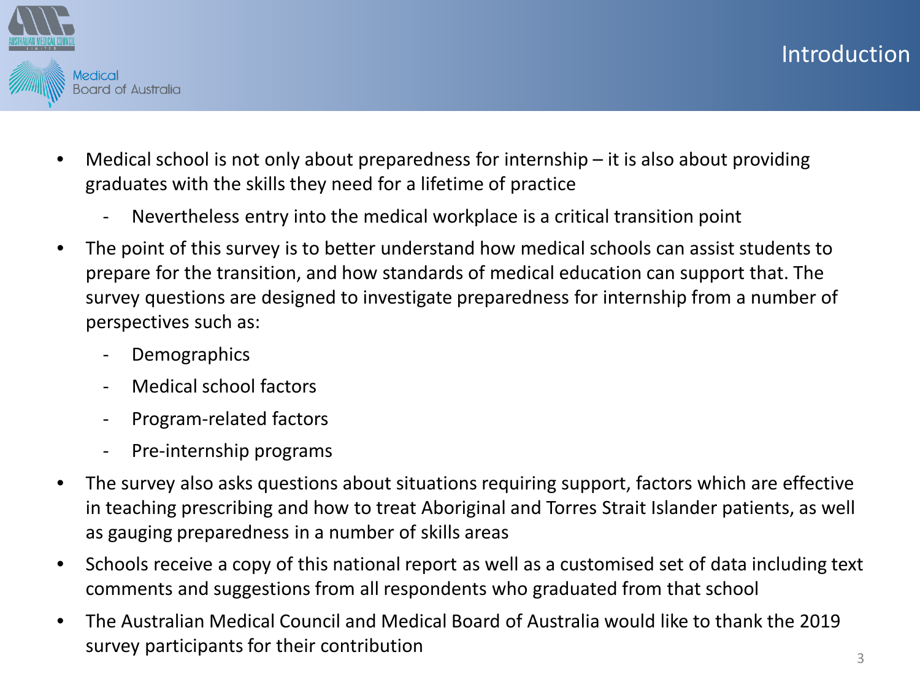# Introduction

- Medical school is not only about preparedness for internship – it is also about providing graduates with the skills they need for a lifetime of practice
  - Nevertheless entry into the medical workplace is a critical transition point
- The point of this survey is to better understand how medical schools can assist students to prepare for the transition, and how standards of medical education can support that. The survey questions are designed to investigate preparedness for internship from a number of perspectives such as:
  - Demographics
  - Medical school factors
  - Program-related factors
  - Pre-internship programs
- The survey also asks questions about situations requiring support, factors which are effective in teaching prescribing and how to treat Aboriginal and Torres Strait Islander patients, as well as gauging preparedness in a number of skills areas
- Schools receive a copy of this national report as well as a customised set of data including text comments and suggestions from all respondents who graduated from that school
- The Australian Medical Council and Medical Board of Australia would like to thank the 2019 survey participants for their contribution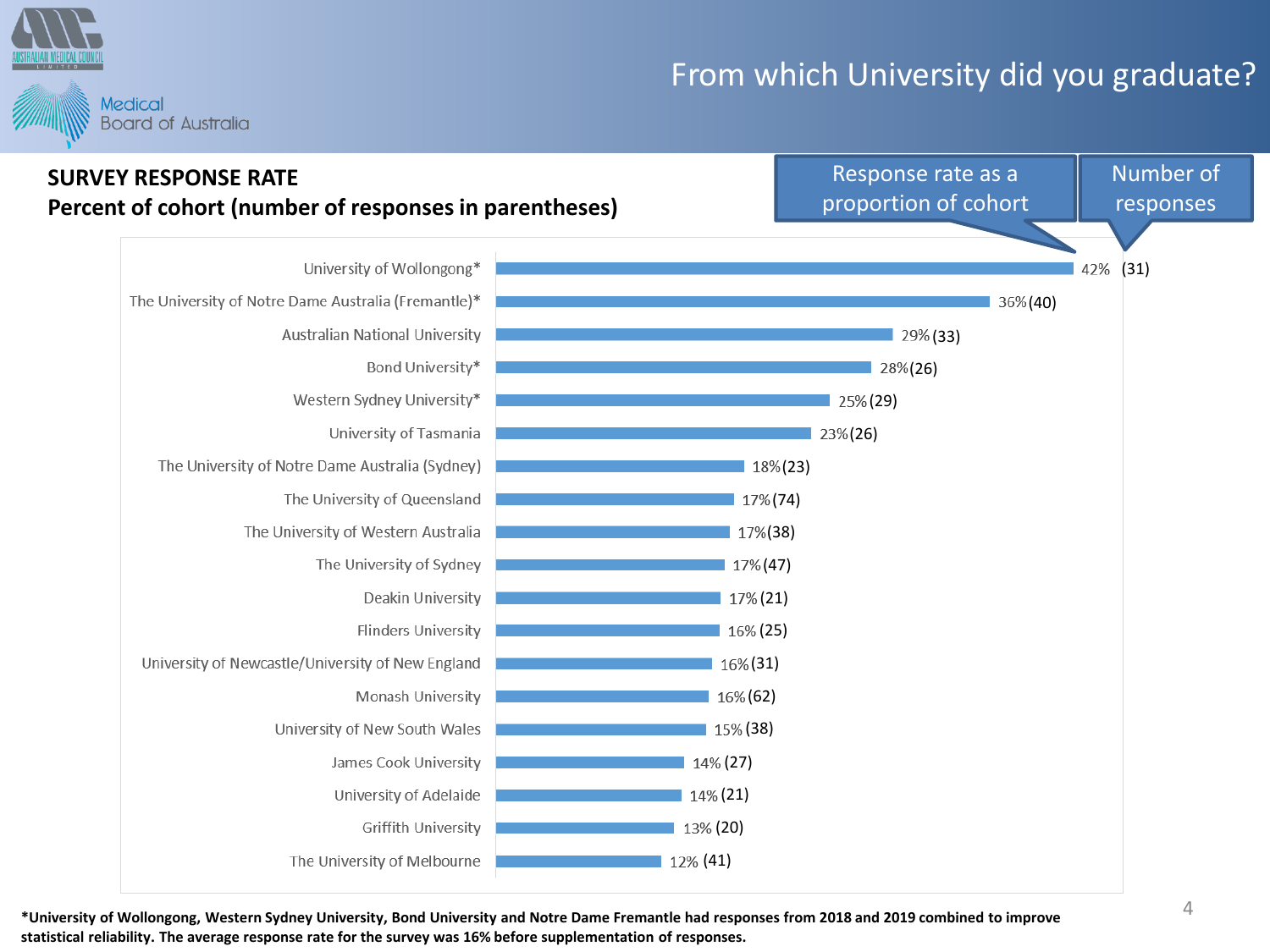Australian Medical Council Limited

Medical Board of Australia

# From which University did you graduate?

## SURVEY RESPONSE RATE

**Percent of cohort (number of responses in parentheses)**

Response rate as a proportion of cohort

Number of responses

University of Wollongong* 42% (31)
The University of Notre Dame Australia (Fremantle)* 36% (40)
Australian National University 29% (33)
Bond University* 28% (26)
Western Sydney University* 25% (29)
University of Tasmania 23% (26)
The University of Notre Dame Australia (Sydney) 18% (23)
The University of Queensland 17% (74)
The University of Western Australia 17% (38)
The University of Sydney 17% (47)
Deakin University 17% (21)
Flinders University 16% (25)
University of Newcastle/University of New England 16% (31)
Monash University 16% (62)
University of New South Wales 15% (38)
James Cook University 14% (27)
University of Adelaide 14% (21)
Griffith University 13% (20)
The University of Melbourne 12% (41)

**\*University of Wollongong, Western Sydney University, Bond University and Notre Dame Fremantle had responses from 2018 and 2019 combined to improve statistical reliability. The average response rate for the survey was 16% before supplementation of responses.**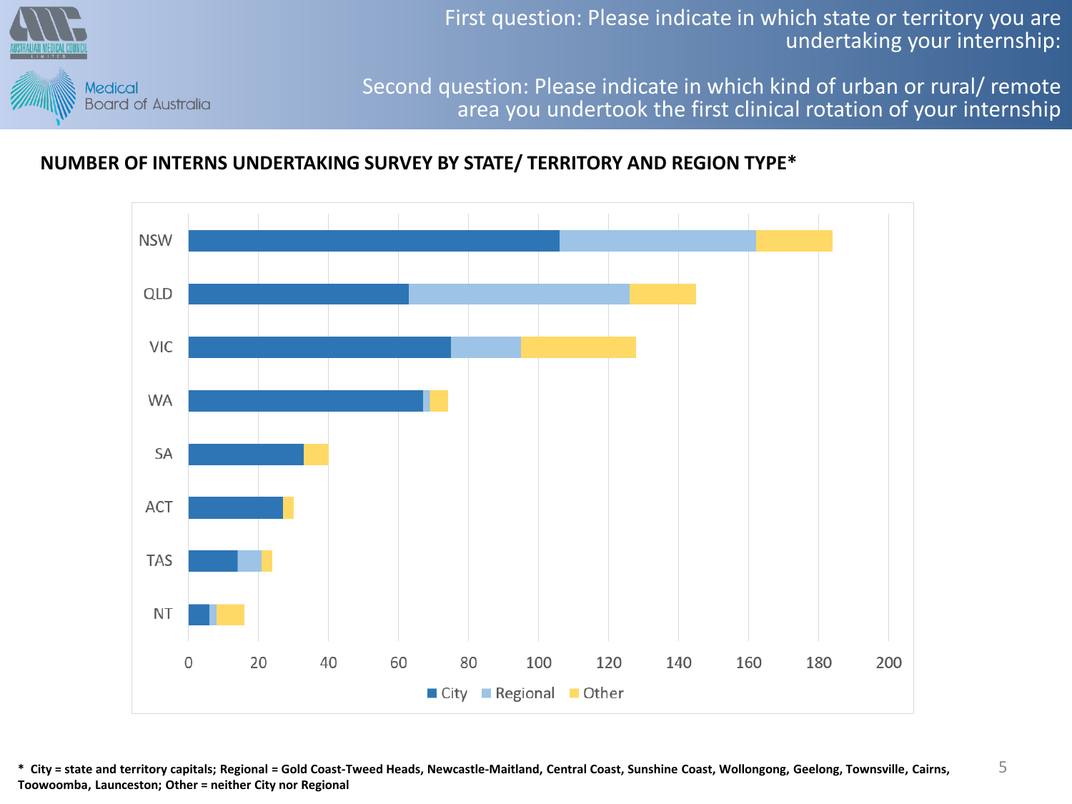First question: Please indicate in which state or territory you are undertaking your internship:

Second question: Please indicate in which kind of urban or rural/ remote area you undertook the first clinical rotation of your internship

**NUMBER OF INTERNS UNDERTAKING SURVEY BY STATE/ TERRITORY AND REGION TYPE***

NSW
QLD
VIC
WA
SA
ACT
TAS
NT

0 20 40 60 80 100 120 140 160 180 200

City Regional Other

**\* City = state and territory capitals; Regional = Gold Coast-Tweed Heads, Newcastle-Maitland, Central Coast, Sunshine Coast, Wollongong, Geelong, Townsville, Cairns, Toowoomba, Launceston; Other = neither City nor Regional**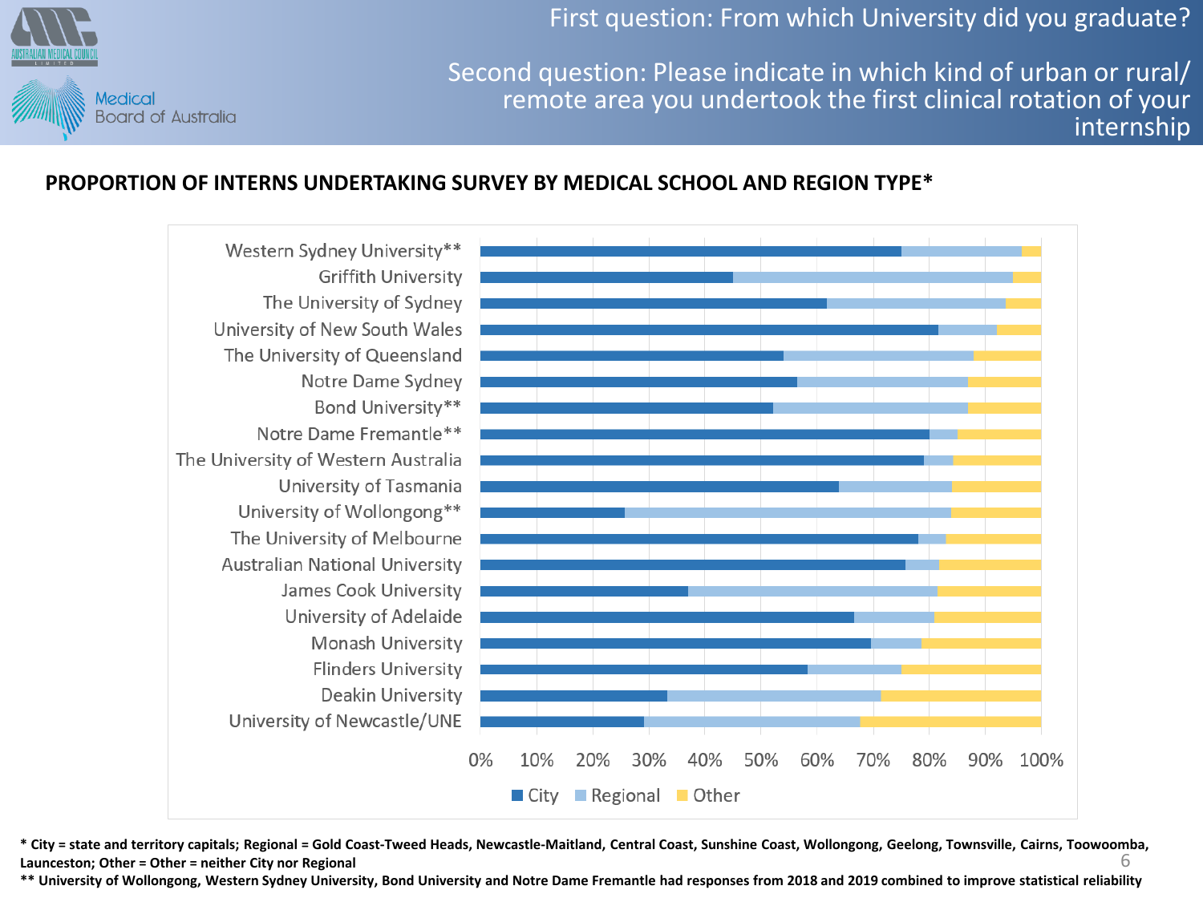First question: From which University did you graduate?

Second question: Please indicate in which kind of urban or rural/ remote area you undertook the first clinical rotation of your internship

## PROPORTION OF INTERNS UNDERTAKING SURVEY BY MEDICAL SCHOOL AND REGION TYPE*

Western Sydney University**
Griffith University
The University of Sydney
University of New South Wales
The University of Queensland
Notre Dame Sydney
Bond University**
Notre Dame Fremantle**
The University of Western Australia
University of Tasmania
University of Wollongong**
The University of Melbourne
Australian National University
James Cook University
University of Adelaide
Monash University
Flinders University
Deakin University
University of Newcastle/UNE

0% 10% 20% 30% 40% 50% 60% 70% 80% 90% 100%

City Regional Other

**\* City = state and territory capitals; Regional = Gold Coast-Tweed Heads, Newcastle-Maitland, Central Coast, Sunshine Coast, Wollongong, Geelong, Townsville, Cairns, Toowoomba, Launceston; Other = Other = neither City nor Regional**

**\*\* University of Wollongong, Western Sydney University, Bond University and Notre Dame Fremantle had responses from 2018 and 2019 combined to improve statistical reliability**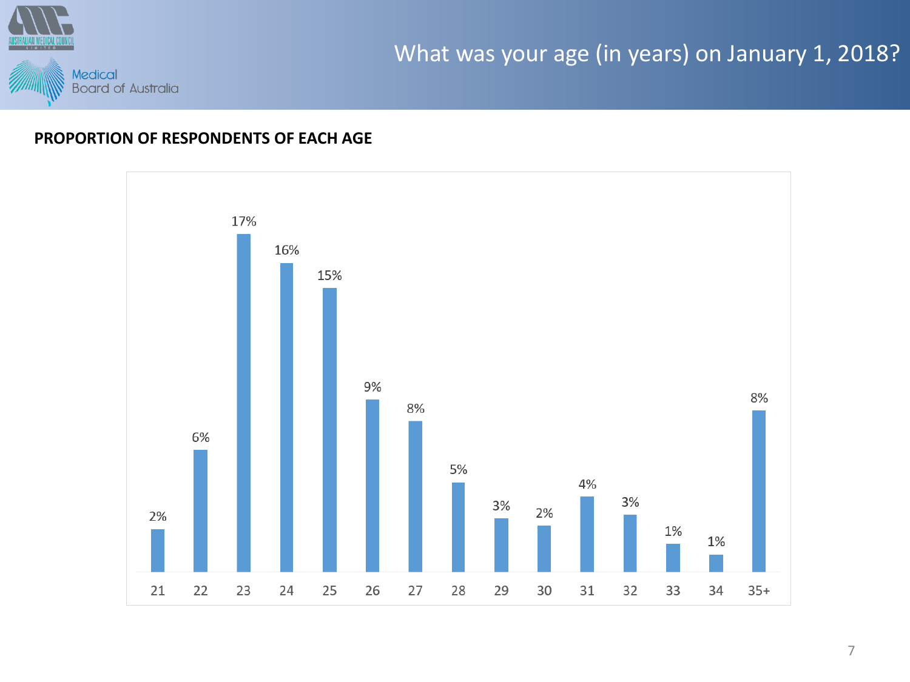# What was your age (in years) on January 1, 2018?

**PROPORTION OF RESPONDENTS OF EACH AGE**

2%
6%
17%
16%
15%
9%
8%
5%
3%
2%
4%
3%
1%
1%
8%

21
22
23
24
25
26
27
28
29
30
31
32
33
34
35+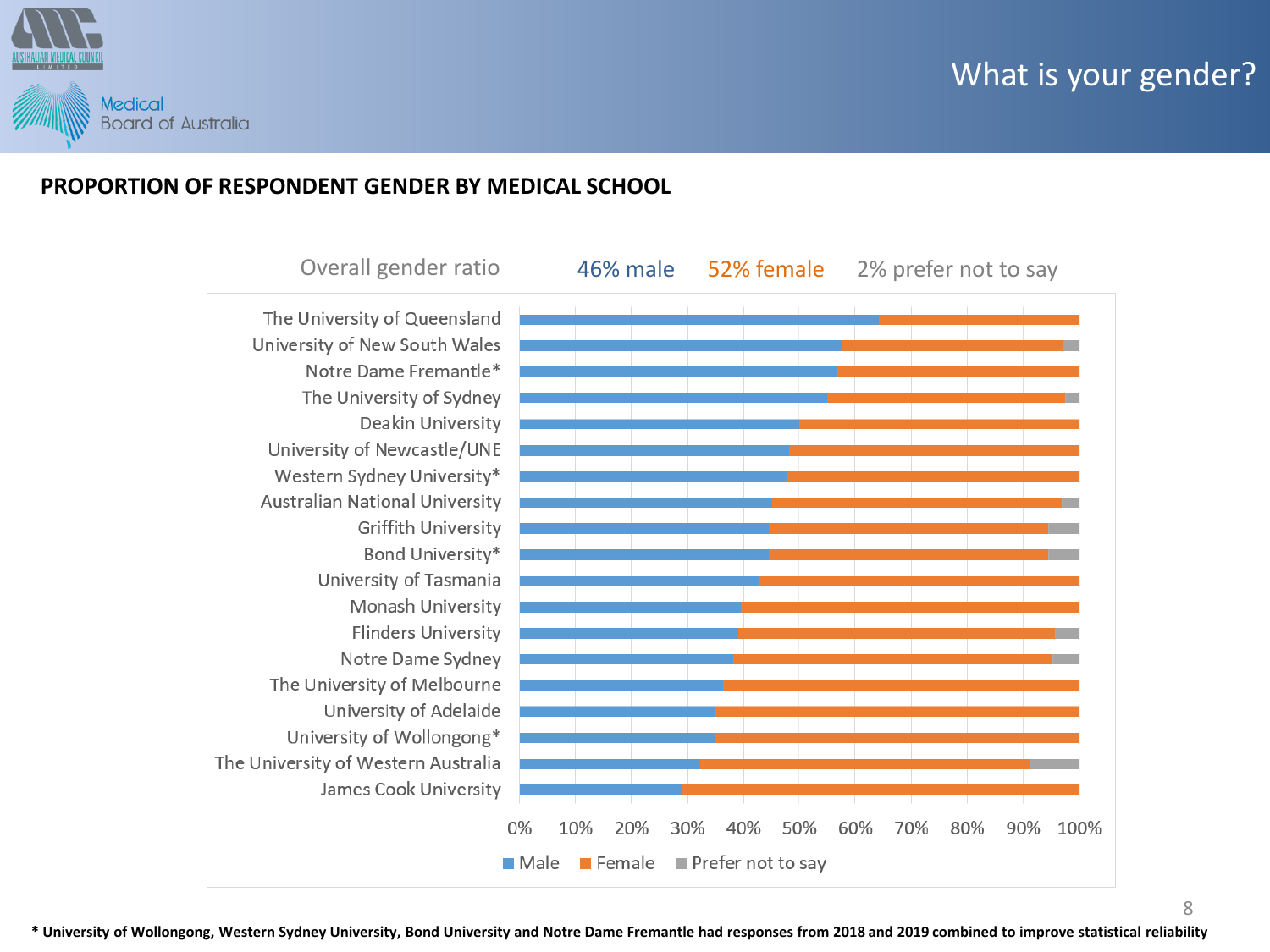# What is your gender?

**PROPORTION OF RESPONDENT GENDER BY MEDICAL SCHOOL**

Overall gender ratio 46% male 52% female 2% prefer not to say

The University of Queensland
University of New South Wales
Notre Dame Fremantle*
The University of Sydney
Deakin University
University of Newcastle/UNE
Western Sydney University*
Australian National University
Griffith University
Bond University*
University of Tasmania
Monash University
Flinders University
Notre Dame Sydney
The University of Melbourne
University of Adelaide
University of Wollongong*
The University of Western Australia
James Cook University

0% 10% 20% 30% 40% 50% 60% 70% 80% 90% 100%

Male Female Prefer not to say

**\* University of Wollongong, Western Sydney University, Bond University and Notre Dame Fremantle had responses from 2018 and 2019 combined to improve statistical reliability**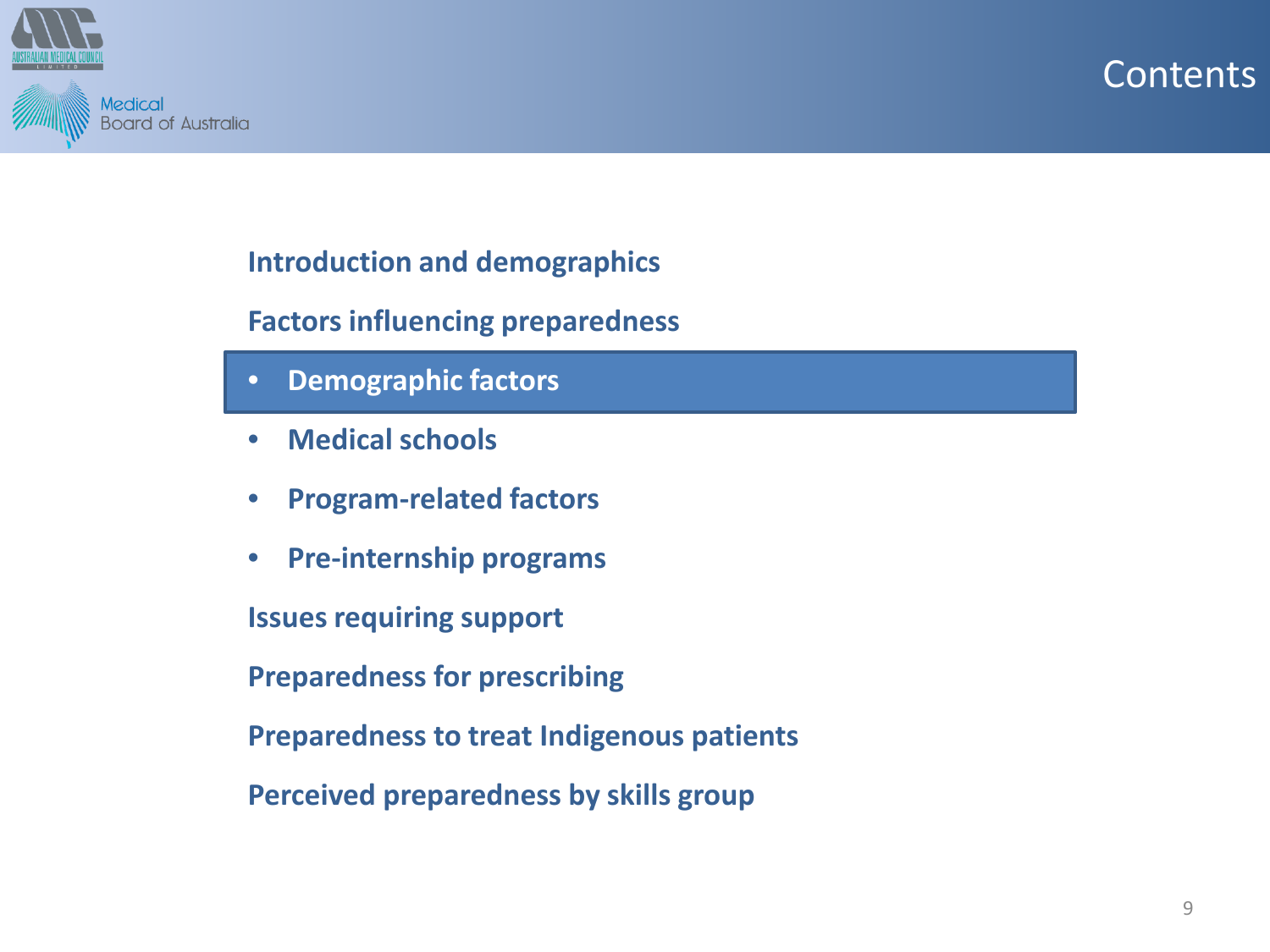# Contents

**Introduction and demographics**

**Factors influencing preparedness**

- **Demographic factors**
- **Medical schools**
- **Program-related factors**
- **Pre-internship programs**

**Issues requiring support**

**Preparedness for prescribing**

**Preparedness to treat Indigenous patients**

**Perceived preparedness by skills group**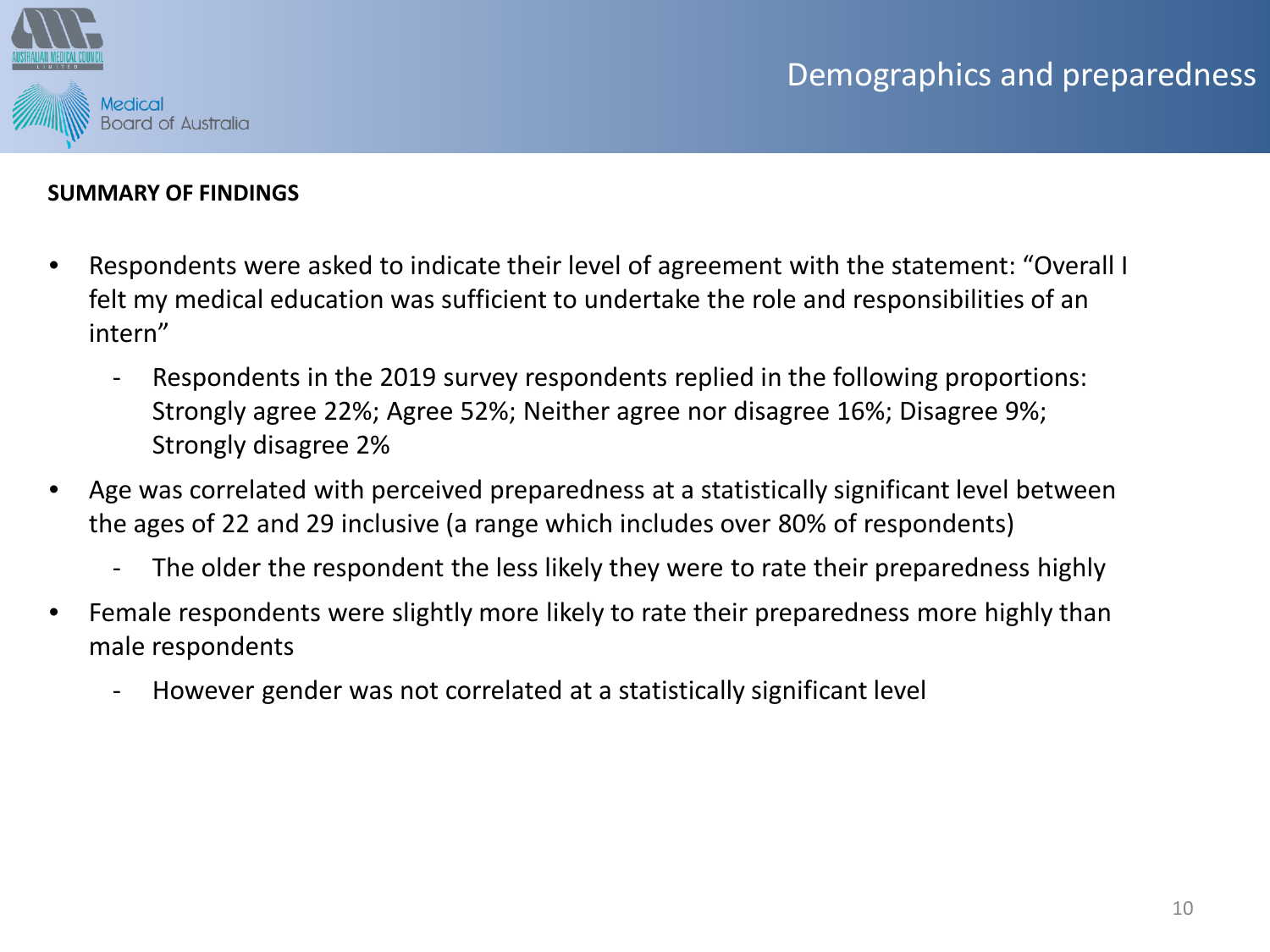## Demographics and preparedness

**SUMMARY OF FINDINGS**

- Respondents were asked to indicate their level of agreement with the statement: "Overall I felt my medical education was sufficient to undertake the role and responsibilities of an intern"
  - Respondents in the 2019 survey respondents replied in the following proportions: Strongly agree 22%; Agree 52%; Neither agree nor disagree 16%; Disagree 9%; Strongly disagree 2%
- Age was correlated with perceived preparedness at a statistically significant level between the ages of 22 and 29 inclusive (a range which includes over 80% of respondents)
  - The older the respondent the less likely they were to rate their preparedness highly
- Female respondents were slightly more likely to rate their preparedness more highly than male respondents
  - However gender was not correlated at a statistically significant level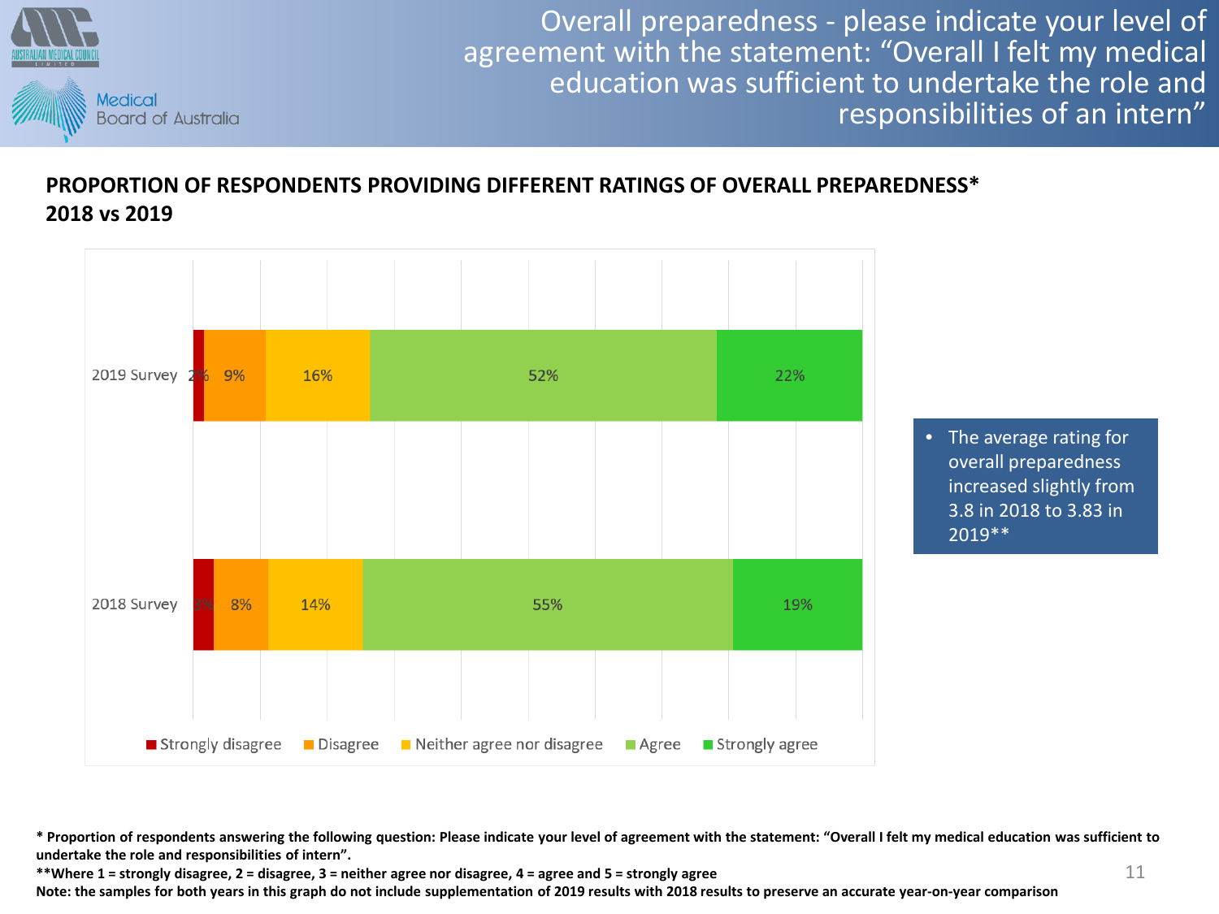# Overall preparedness - please indicate your level of agreement with the statement: "Overall I felt my medical education was sufficient to undertake the role and responsibilities of an intern"

**PROPORTION OF RESPONDENTS PROVIDING DIFFERENT RATINGS OF OVERALL PREPAREDNESS***
**2018 vs 2019**

| | Strongly disagree | Disagree | Neither agree nor disagree | Agree | Strongly agree |
|---|---|---|---|---|---|
| 2019 Survey | 2% | 9% | 16% | 52% | 22% |
| 2018 Survey | 3% | 8% | 14% | 55% | 19% |

- The average rating for overall preparedness increased slightly from 3.8 in 2018 to 3.83 in 2019**

**\* Proportion of respondents answering the following question: Please indicate your level of agreement with the statement: "Overall I felt my medical education was sufficient to undertake the role and responsibilities of intern".**

****Where 1 = strongly disagree, 2 = disagree, 3 = neither agree nor disagree, 4 = agree and 5 = strongly agree**

**Note: the samples for both years in this graph do not include supplementation of 2019 results with 2018 results to preserve an accurate year-on-year comparison**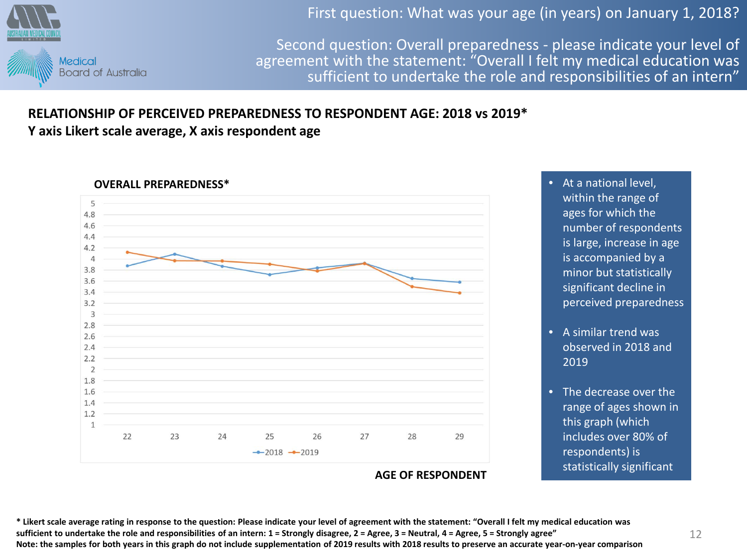First question: What was your age (in years) on January 1, 2018?

Second question: Overall preparedness - please indicate your level of agreement with the statement: "Overall I felt my medical education was sufficient to undertake the role and responsibilities of an intern"

## RELATIONSHIP OF PERCEIVED PREPAREDNESS TO RESPONDENT AGE: 2018 vs 2019*

**Y axis Likert scale average, X axis respondent age**

**OVERALL PREPAREDNESS***

5
4.8
4.6
4.4
4.2
4
3.8
3.6
3.4
3.2
3
2.8
2.6
2.4
2.2
2
1.8
1.6
1.4
1.2
1

22 23 24 25 26 27 28 29

2018 2019

**AGE OF RESPONDENT**

- At a national level, within the range of ages for which the number of respondents is large, increase in age is accompanied by a minor but statistically significant decline in perceived preparedness
- A similar trend was observed in 2018 and 2019
- The decrease over the range of ages shown in this graph (which includes over 80% of respondents) is statistically significant

**\* Likert scale average rating in response to the question: Please indicate your level of agreement with the statement: "Overall I felt my medical education was sufficient to undertake the role and responsibilities of an intern: 1 = Strongly disagree, 2 = Agree, 3 = Neutral, 4 = Agree, 5 = Strongly agree"**

**Note: the samples for both years in this graph do not include supplementation of 2019 results with 2018 results to preserve an accurate year-on-year comparison**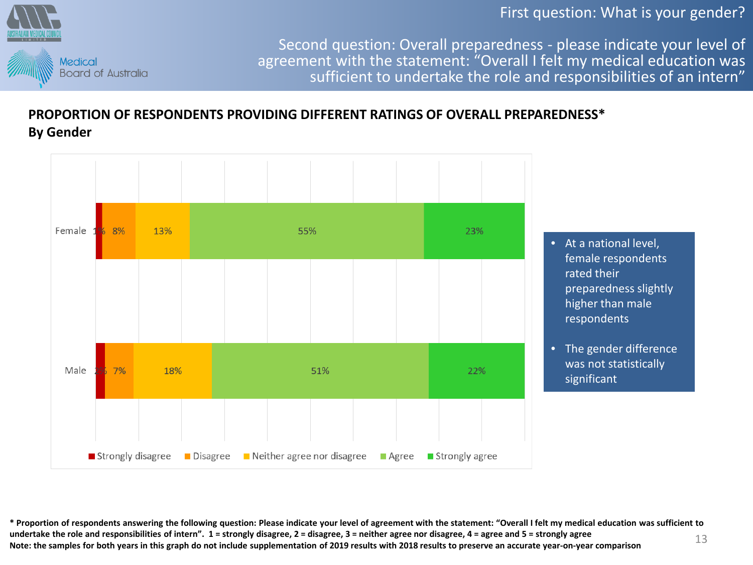First question: What is your gender?

Second question: Overall preparedness - please indicate your level of agreement with the statement: "Overall I felt my medical education was sufficient to undertake the role and responsibilities of an intern"

## PROPORTION OF RESPONDENTS PROVIDING DIFFERENT RATINGS OF OVERALL PREPAREDNESS*
## By Gender

Female: 1% 8% 13% 55% 23%

Male: 2% 7% 18% 51% 22%

Strongly disagree, Disagree, Neither agree nor disagree, Agree, Strongly agree

- At a national level, female respondents rated their preparedness slightly higher than male respondents
- The gender difference was not statistically significant

**\* Proportion of respondents answering the following question: Please indicate your level of agreement with the statement: "Overall I felt my medical education was sufficient to undertake the role and responsibilities of intern". 1 = strongly disagree, 2 = disagree, 3 = neither agree nor disagree, 4 = agree and 5 = strongly agree**
**Note: the samples for both years in this graph do not include supplementation of 2019 results with 2018 results to preserve an accurate year-on-year comparison**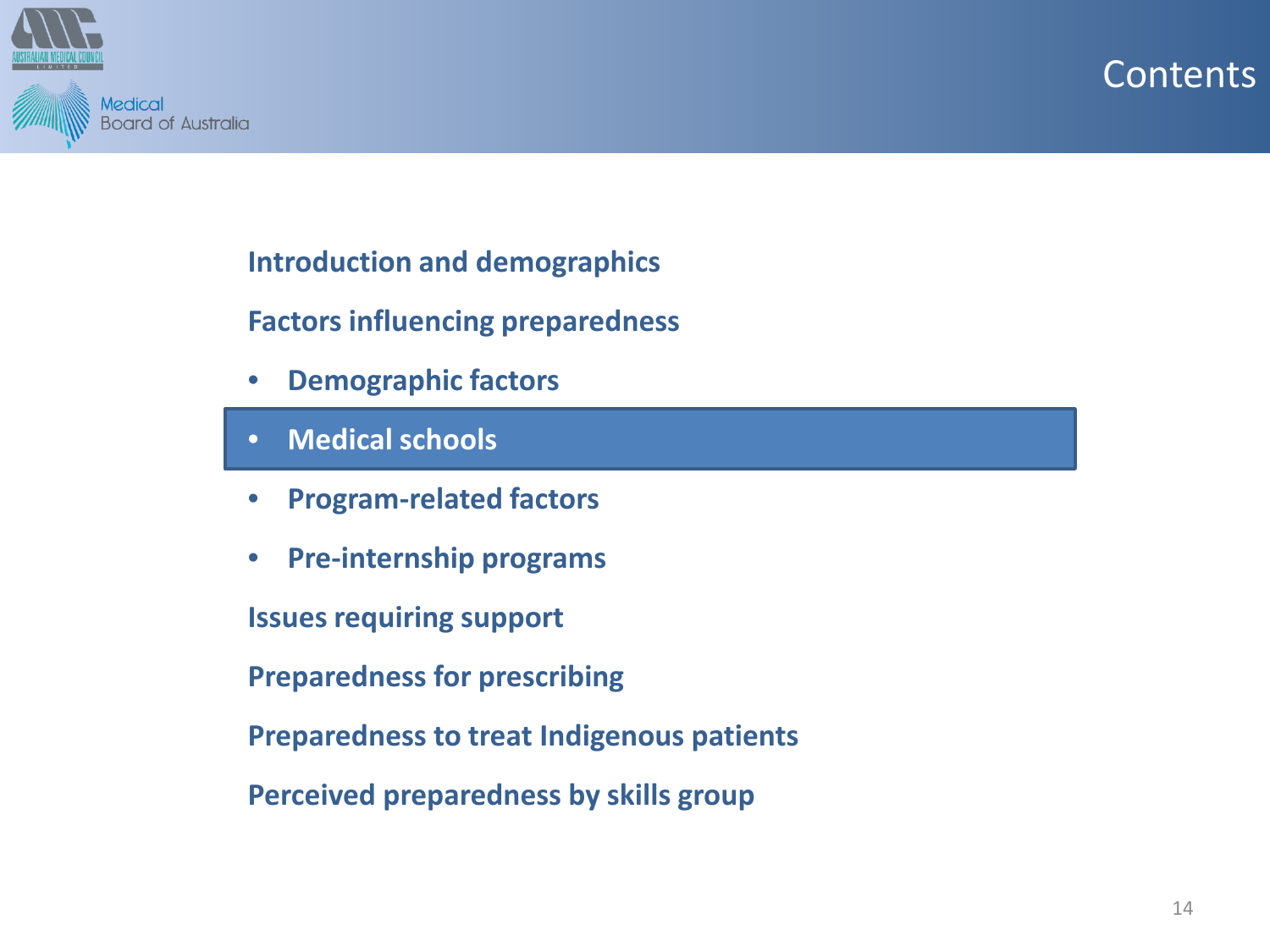# Contents

**Introduction and demographics**

**Factors influencing preparedness**

- **Demographic factors**
- **Medical schools**
- **Program-related factors**
- **Pre-internship programs**

**Issues requiring support**

**Preparedness for prescribing**

**Preparedness to treat Indigenous patients**

**Perceived preparedness by skills group**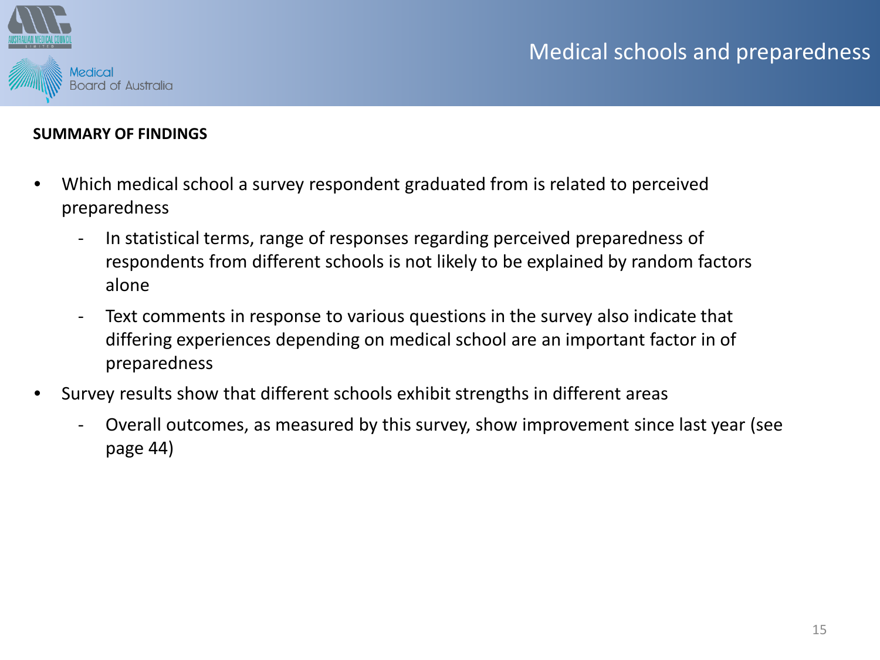# Medical schools and preparedness

**SUMMARY OF FINDINGS**

- Which medical school a survey respondent graduated from is related to perceived preparedness
  - In statistical terms, range of responses regarding perceived preparedness of respondents from different schools is not likely to be explained by random factors alone
  - Text comments in response to various questions in the survey also indicate that differing experiences depending on medical school are an important factor in of preparedness
- Survey results show that different schools exhibit strengths in different areas
  - Overall outcomes, as measured by this survey, show improvement since last year (see page 44)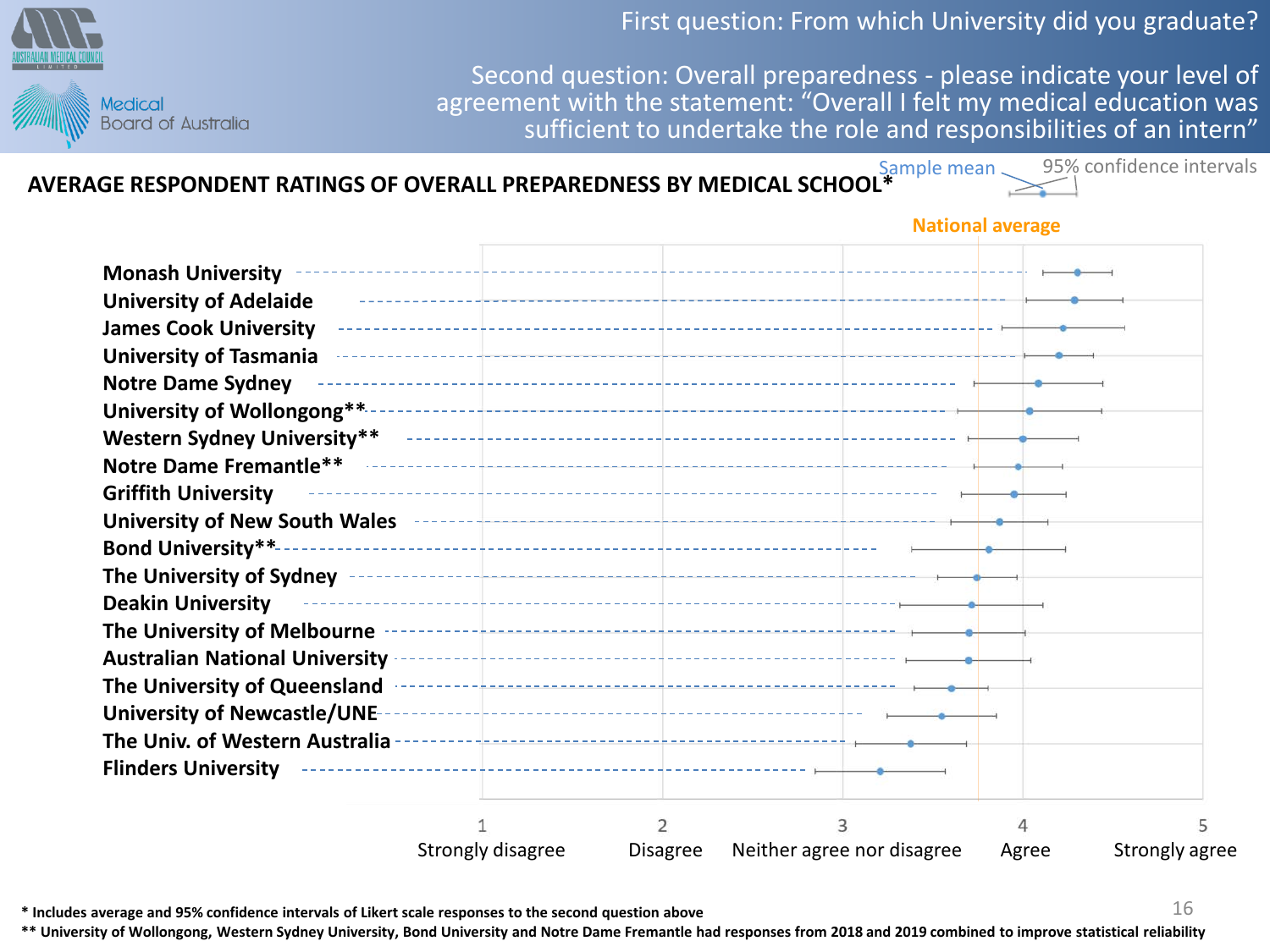First question: From which University did you graduate?

Second question: Overall preparedness - please indicate your level of agreement with the statement: “Overall I felt my medical education was sufficient to undertake the role and responsibilities of an intern”

## AVERAGE RESPONDENT RATINGS OF OVERALL PREPAREDNESS BY MEDICAL SCHOOL*

Sample mean

95% confidence intervals

National average

Monash University
University of Adelaide
James Cook University
University of Tasmania
Notre Dame Sydney
University of Wollongong**
Western Sydney University**
Notre Dame Fremantle**
Griffith University
University of New South Wales
Bond University**
The University of Sydney
Deakin University
The University of Melbourne
Australian National University
The University of Queensland
University of Newcastle/UNE
The Univ. of Western Australia
Flinders University

1 Strongly disagree
2 Disagree
3 Neither agree nor disagree
4 Agree
5 Strongly agree

**\* Includes average and 95% confidence intervals of Likert scale responses to the second question above**

**\*\* University of Wollongong, Western Sydney University, Bond University and Notre Dame Fremantle had responses from 2018 and 2019 combined to improve statistical reliability**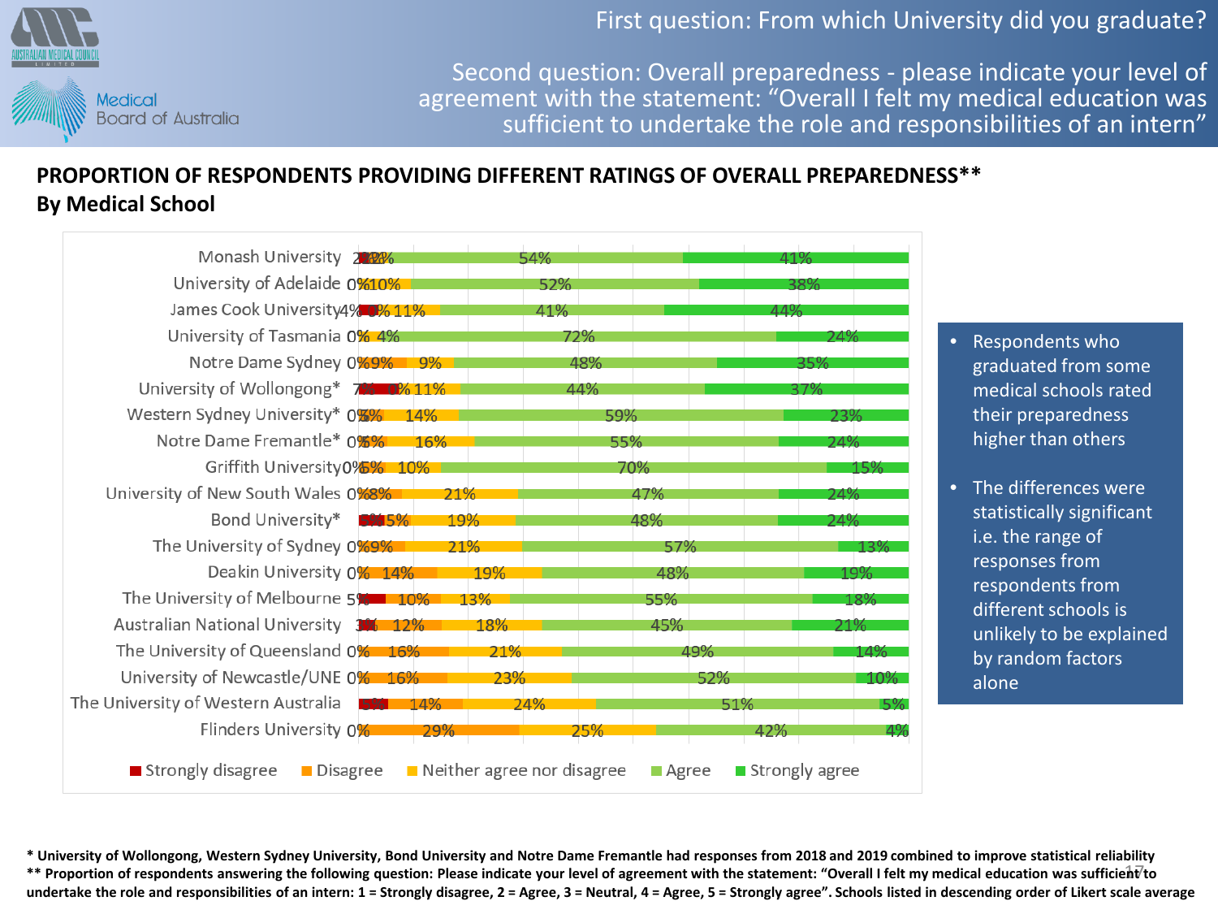First question: From which University did you graduate?

Second question: Overall preparedness - please indicate your level of agreement with the statement: “Overall I felt my medical education was sufficient to undertake the role and responsibilities of an intern”

## PROPORTION OF RESPONDENTS PROVIDING DIFFERENT RATINGS OF OVERALL PREPAREDNESS**
## By Medical School

Monash University 2% 2% 2% 54% 41%
University of Adelaide 0% 10% 52% 38%
James Cook University 4% 0% 0% 11% 41% 44%
University of Tasmania 0% 4% 72% 24%
Notre Dame Sydney 0% 9% 9% 48% 35%
University of Wollongong* 7% 0% 0% 11% 44% 37%
Western Sydney University* 0% 5% 14% 59% 23%
Notre Dame Fremantle* 0% 6% 16% 55% 24%
Griffith University 0% 5% 10% 70% 15%
University of New South Wales 0% 8% 21% 47% 24%
Bond University* 5% 5% 19% 48% 24%
The University of Sydney 0% 9% 21% 57% 13%
Deakin University 0% 14% 19% 48% 19%
The University of Melbourne 5% 10% 13% 55% 18%
Australian National University 3% 12% 18% 45% 21%
The University of Queensland 0% 16% 21% 49% 14%
University of Newcastle/UNE 0% 16% 23% 52% 10%
The University of Western Australia 5% 14% 24% 51% 5%
Flinders University 0% 29% 25% 42% 4%

Strongly disagree | Disagree | Neither agree nor disagree | Agree | Strongly agree

- Respondents who graduated from some medical schools rated their preparedness higher than others
- The differences were statistically significant i.e. the range of responses from respondents from different schools is unlikely to be explained by random factors alone

**\* University of Wollongong, Western Sydney University, Bond University and Notre Dame Fremantle had responses from 2018 and 2019 combined to improve statistical reliability**
**\*\* Proportion of respondents answering the following question: Please indicate your level of agreement with the statement: “Overall I felt my medical education was sufficient to undertake the role and responsibilities of an intern: 1 = Strongly disagree, 2 = Agree, 3 = Neutral, 4 = Agree, 5 = Strongly agree”. Schools listed in descending order of Likert scale average**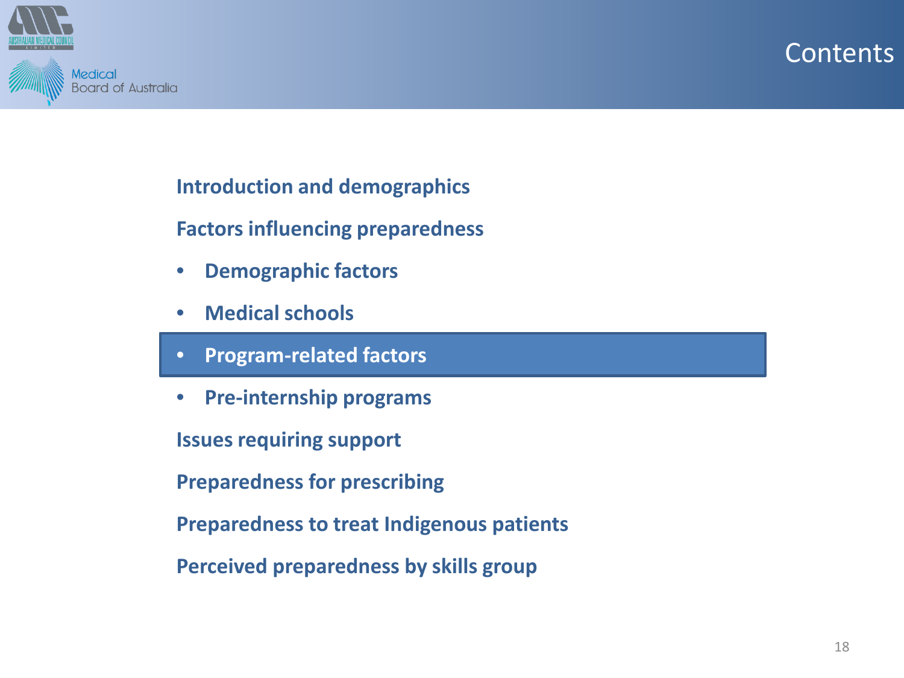# Contents

**Introduction and demographics**

**Factors influencing preparedness**

- **Demographic factors**
- **Medical schools**
- **Program-related factors**
- **Pre-internship programs**

**Issues requiring support**

**Preparedness for prescribing**

**Preparedness to treat Indigenous patients**

**Perceived preparedness by skills group**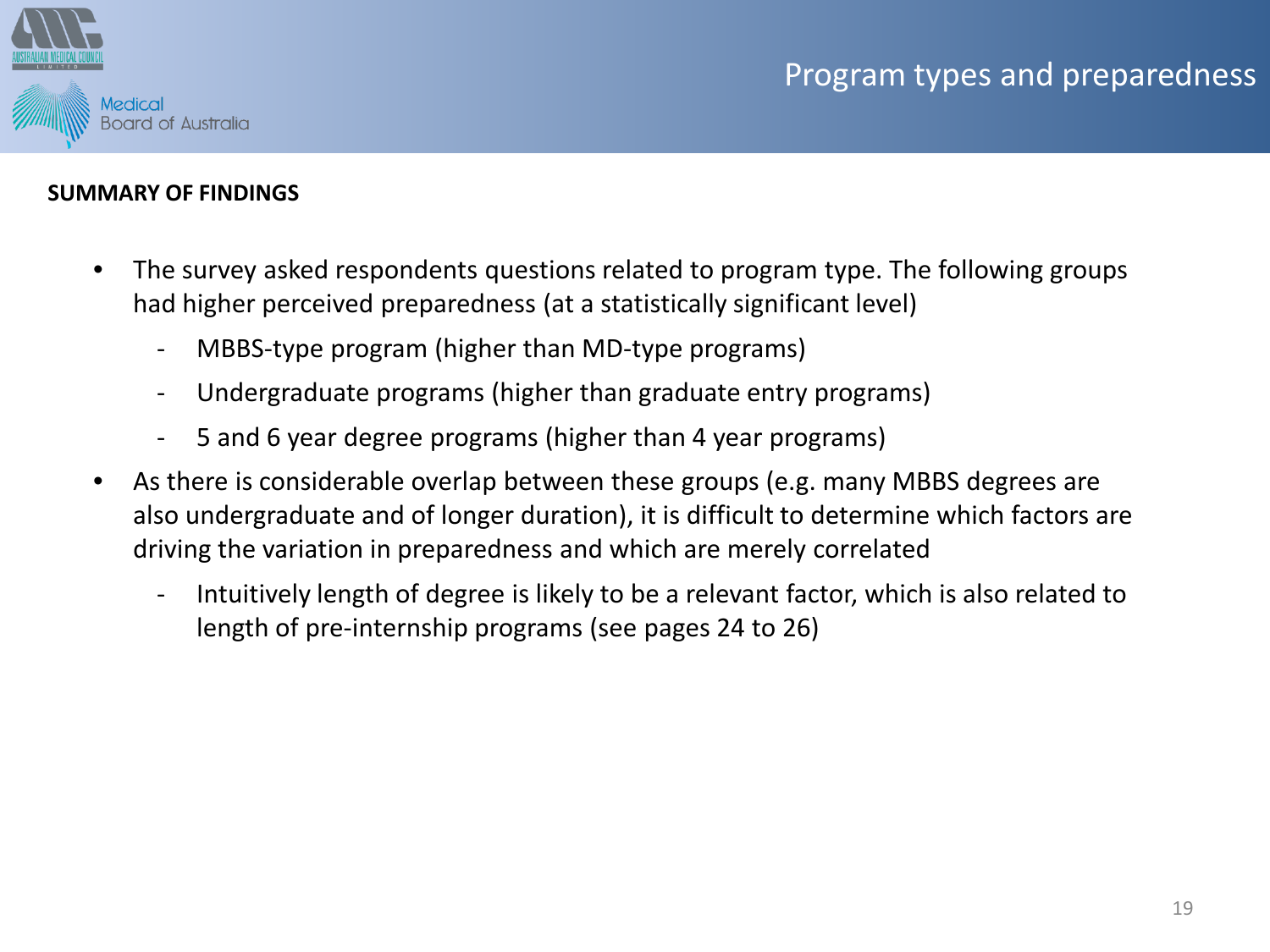# Program types and preparedness

**SUMMARY OF FINDINGS**

- The survey asked respondents questions related to program type. The following groups had higher perceived preparedness (at a statistically significant level)
  - MBBS-type program (higher than MD-type programs)
  - Undergraduate programs (higher than graduate entry programs)
  - 5 and 6 year degree programs (higher than 4 year programs)
- As there is considerable overlap between these groups (e.g. many MBBS degrees are also undergraduate and of longer duration), it is difficult to determine which factors are driving the variation in preparedness and which are merely correlated
  - Intuitively length of degree is likely to be a relevant factor, which is also related to length of pre-internship programs (see pages 24 to 26)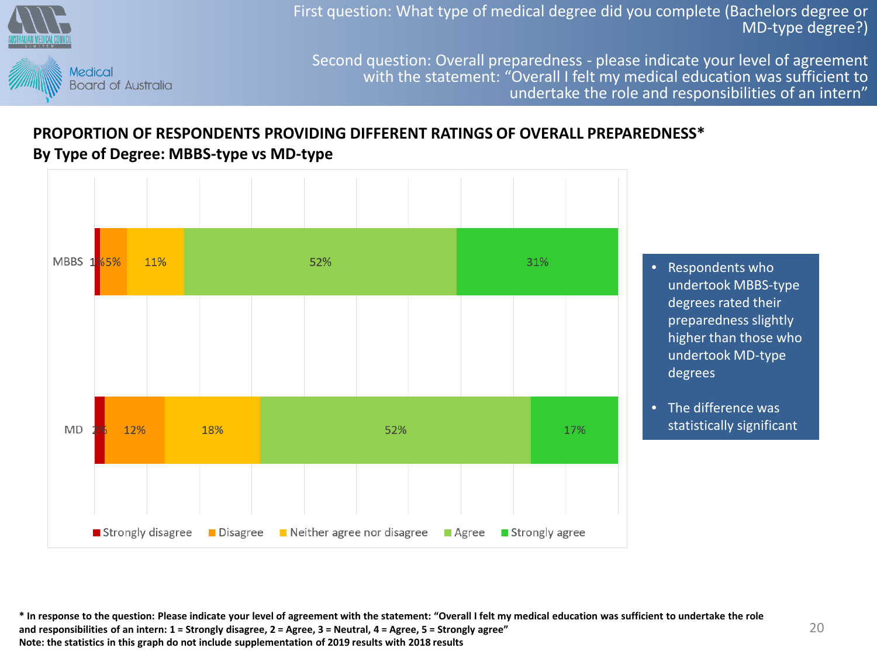First question: What type of medical degree did you complete (Bachelors degree or MD-type degree?)

Second question: Overall preparedness - please indicate your level of agreement with the statement: "Overall I felt my medical education was sufficient to undertake the role and responsibilities of an intern"

## PROPORTION OF RESPONDENTS PROVIDING DIFFERENT RATINGS OF OVERALL PREPAREDNESS*

### By Type of Degree: MBBS-type vs MD-type

MBBS: 1% 5% 11% 52% 31%

MD: 2% 12% 18% 52% 17%

Strongly disagree, Disagree, Neither agree nor disagree, Agree, Strongly agree

- Respondents who undertook MBBS-type degrees rated their preparedness slightly higher than those who undertook MD-type degrees
- The difference was statistically significant

**\* In response to the question: Please indicate your level of agreement with the statement: "Overall I felt my medical education was sufficient to undertake the role and responsibilities of an intern: 1 = Strongly disagree, 2 = Agree, 3 = Neutral, 4 = Agree, 5 = Strongly agree"**

**Note: the statistics in this graph do not include supplementation of 2019 results with 2018 results**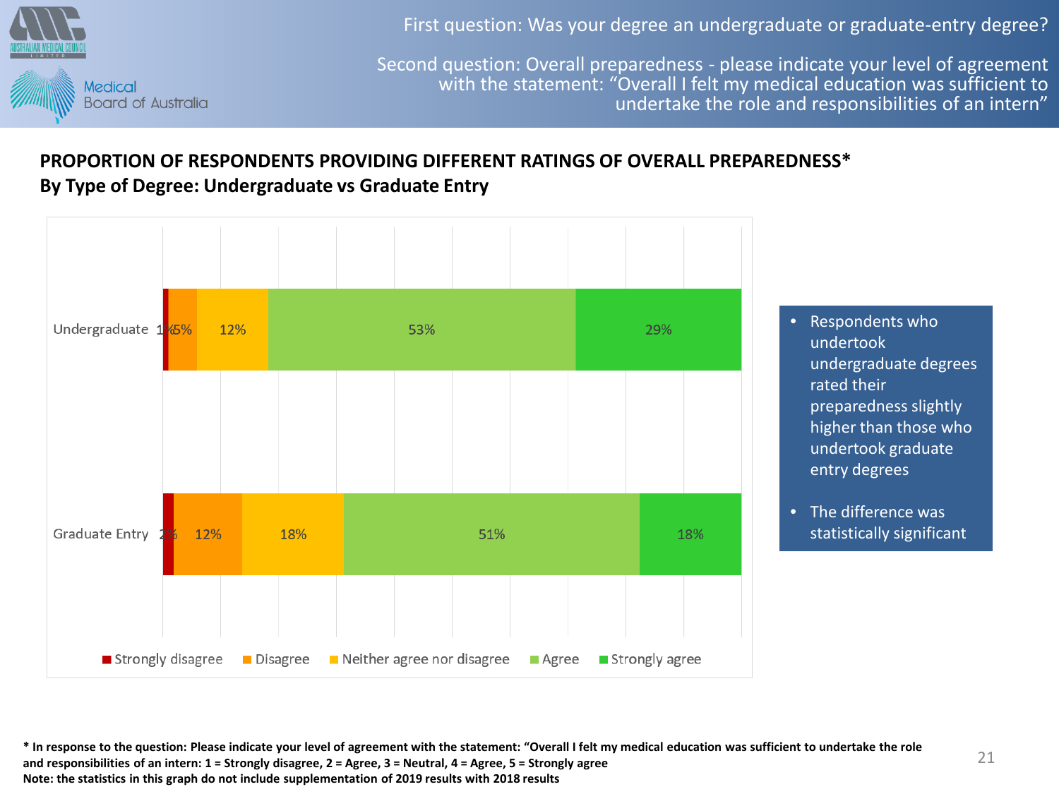First question: Was your degree an undergraduate or graduate-entry degree?

Second question: Overall preparedness - please indicate your level of agreement with the statement: “Overall I felt my medical education was sufficient to undertake the role and responsibilities of an intern”

## PROPORTION OF RESPONDENTS PROVIDING DIFFERENT RATINGS OF OVERALL PREPAREDNESS*

### By Type of Degree: Undergraduate vs Graduate Entry

Undergraduate 1% 5% 12% 53% 29%

Graduate Entry 2% 12% 18% 51% 18%

Strongly disagree | Disagree | Neither agree nor disagree | Agree | Strongly agree

- Respondents who undertook undergraduate degrees rated their preparedness slightly higher than those who undertook graduate entry degrees
- The difference was statistically significant

**\* In response to the question: Please indicate your level of agreement with the statement: “Overall I felt my medical education was sufficient to undertake the role and responsibilities of an intern: 1 = Strongly disagree, 2 = Agree, 3 = Neutral, 4 = Agree, 5 = Strongly agree**
**Note: the statistics in this graph do not include supplementation of 2019 results with 2018 results**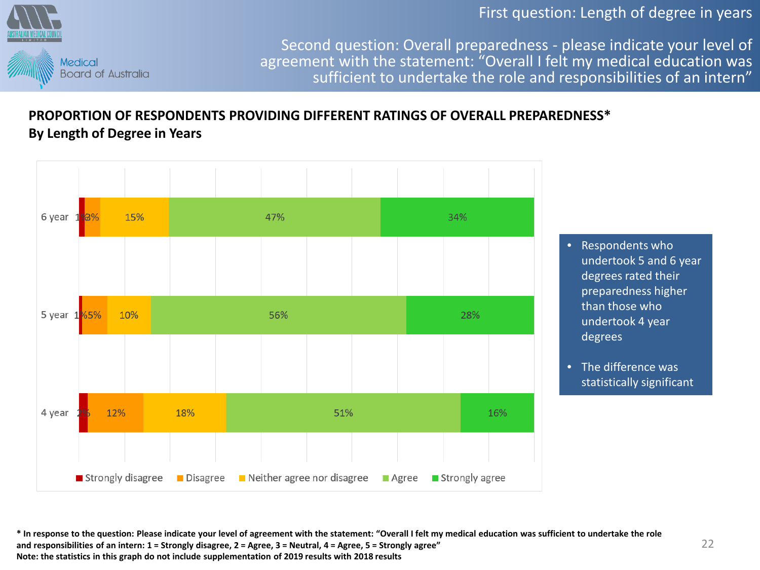First question: Length of degree in years

Second question: Overall preparedness - please indicate your level of agreement with the statement: “Overall I felt my medical education was sufficient to undertake the role and responsibilities of an intern”

**PROPORTION OF RESPONDENTS PROVIDING DIFFERENT RATINGS OF OVERALL PREPAREDNESS***
**By Length of Degree in Years**

6 year 1% 3% 15% 47% 34%

5 year 1% 5% 10% 56% 28%

4 year 2% 12% 18% 51% 16%

Strongly disagree | Disagree | Neither agree nor disagree | Agree | Strongly agree

- Respondents who undertook 5 and 6 year degrees rated their preparedness higher than those who undertook 4 year degrees
- The difference was statistically significant

**\* In response to the question: Please indicate your level of agreement with the statement: “Overall I felt my medical education was sufficient to undertake the role and responsibilities of an intern: 1 = Strongly disagree, 2 = Agree, 3 = Neutral, 4 = Agree, 5 = Strongly agree”**
**Note: the statistics in this graph do not include supplementation of 2019 results with 2018 results**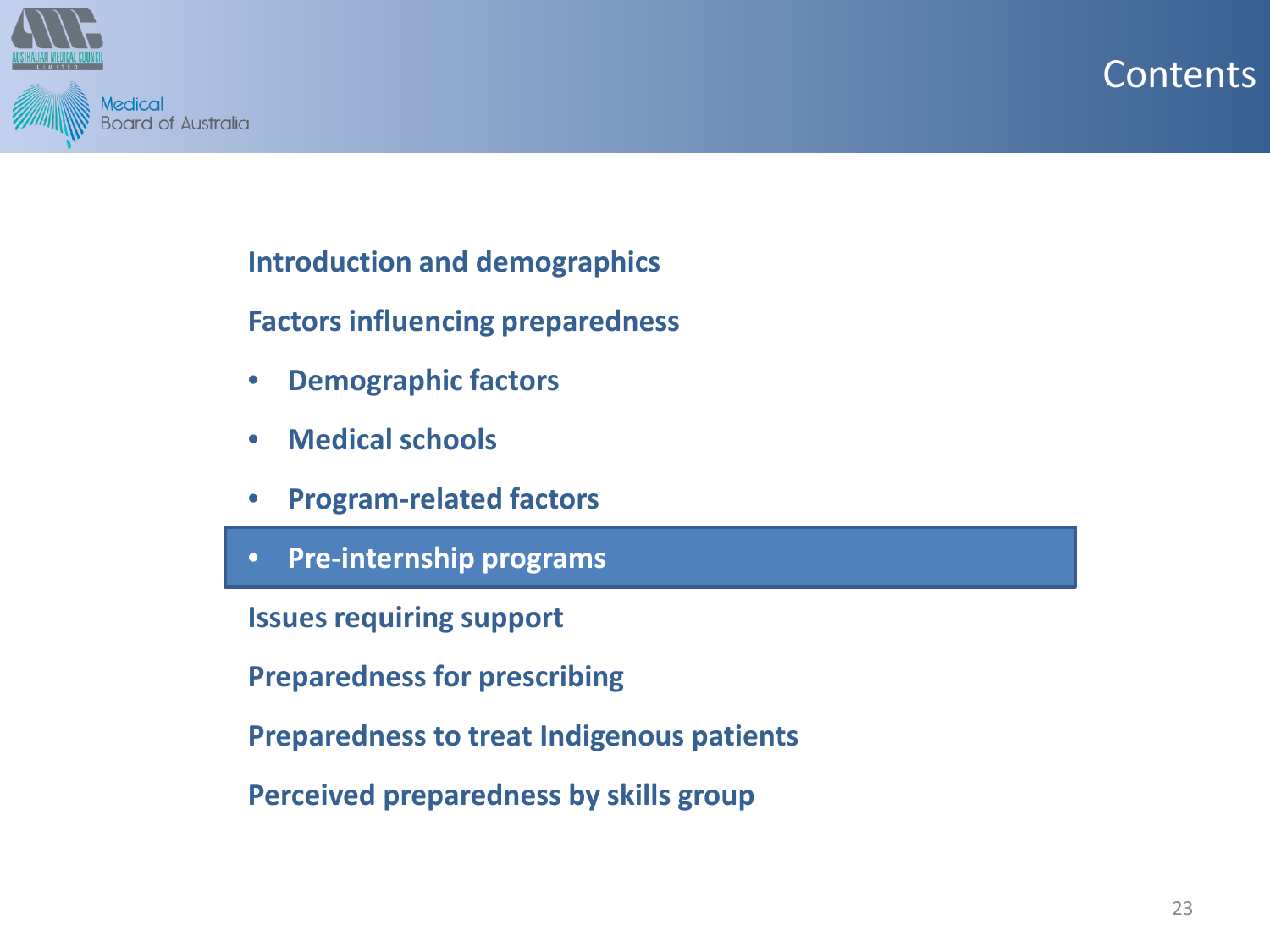# Contents

Introduction and demographics

Factors influencing preparedness

- Demographic factors
- Medical schools
- Program-related factors
- **Pre-internship programs**

Issues requiring support

Preparedness for prescribing

Preparedness to treat Indigenous patients

Perceived preparedness by skills group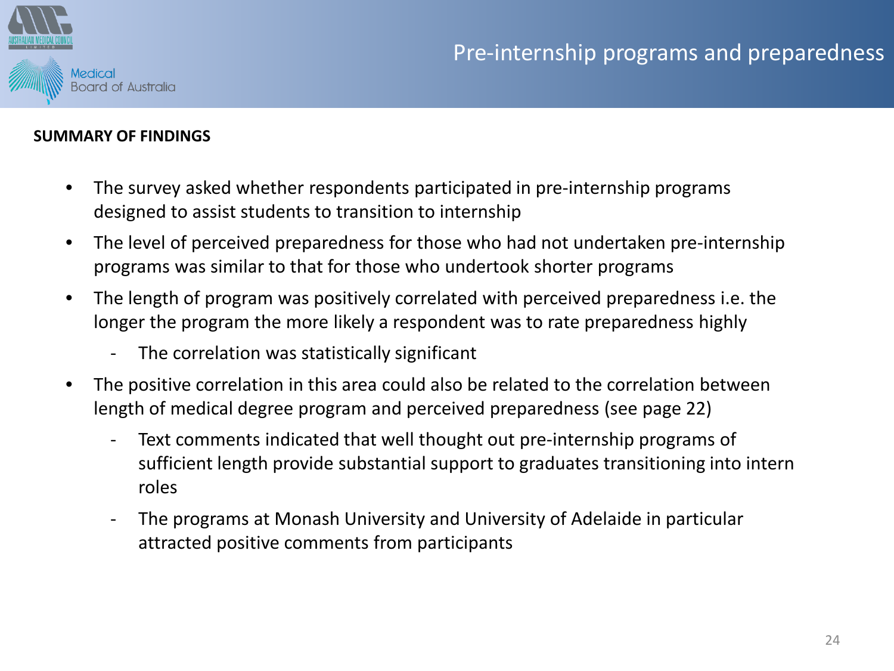# Pre-internship programs and preparedness

**SUMMARY OF FINDINGS**

- The survey asked whether respondents participated in pre-internship programs designed to assist students to transition to internship
- The level of perceived preparedness for those who had not undertaken pre-internship programs was similar to that for those who undertook shorter programs
- The length of program was positively correlated with perceived preparedness i.e. the longer the program the more likely a respondent was to rate preparedness highly
  - The correlation was statistically significant
- The positive correlation in this area could also be related to the correlation between length of medical degree program and perceived preparedness (see page 22)
  - Text comments indicated that well thought out pre-internship programs of sufficient length provide substantial support to graduates transitioning into intern roles
  - The programs at Monash University and University of Adelaide in particular attracted positive comments from participants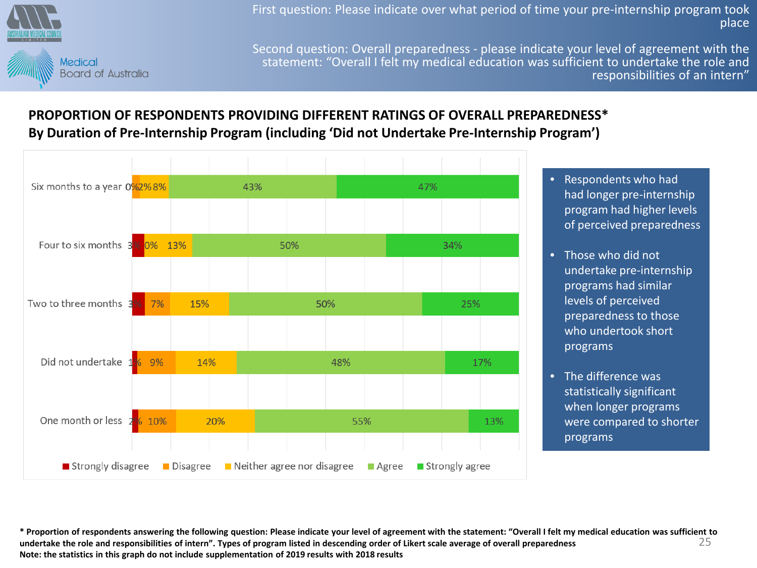First question: Please indicate over what period of time your pre-internship program took place

Second question: Overall preparedness - please indicate your level of agreement with the statement: “Overall I felt my medical education was sufficient to undertake the role and responsibilities of an intern”

## PROPORTION OF RESPONDENTS PROVIDING DIFFERENT RATINGS OF OVERALL PREPAREDNESS*

### By Duration of Pre-Internship Program (including ‘Did not Undertake Pre-Internship Program’)

Six months to a year: 0% 2% 8% 43% 47%

Four to six months: 3% 0% 13% 50% 34%

Two to three months: 3% 7% 15% 50% 25%

Did not undertake: 1% 9% 14% 48% 17%

One month or less: 2% 10% 20% 55% 13%

Strongly disagree, Disagree, Neither agree nor disagree, Agree, Strongly agree

- Respondents who had had longer pre-internship program had higher levels of perceived preparedness
- Those who did not undertake pre-internship programs had similar levels of perceived preparedness to those who undertook short programs
- The difference was statistically significant when longer programs were compared to shorter programs

**\* Proportion of respondents answering the following question: Please indicate your level of agreement with the statement: “Overall I felt my medical education was sufficient to undertake the role and responsibilities of intern”. Types of program listed in descending order of Likert scale average of overall preparedness**

**Note: the statistics in this graph do not include supplementation of 2019 results with 2018 results**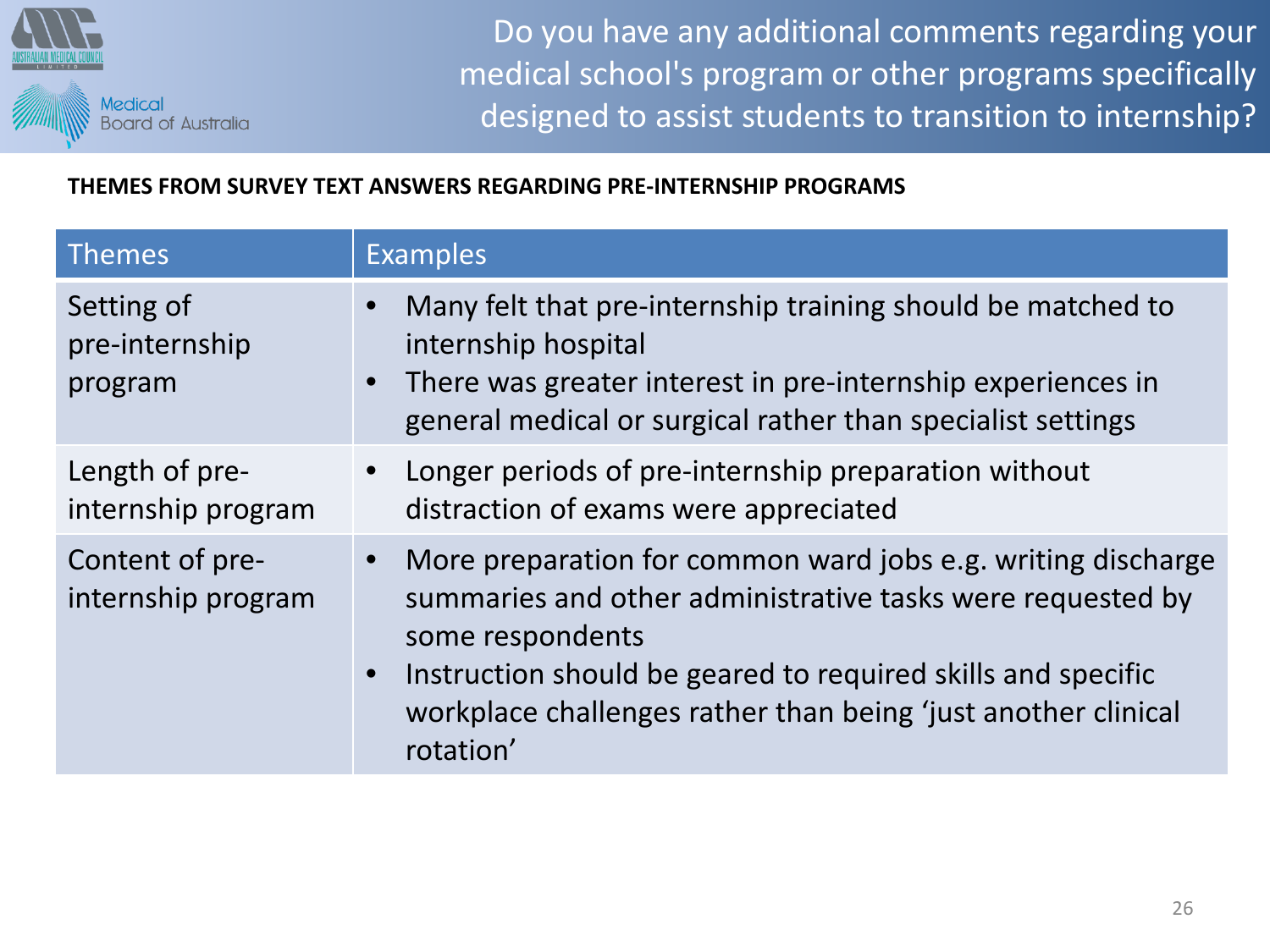# Do you have any additional comments regarding your medical school's program or other programs specifically designed to assist students to transition to internship?

**THEMES FROM SURVEY TEXT ANSWERS REGARDING PRE-INTERNSHIP PROGRAMS**

| Themes | Examples |
|---|---|
| Setting of pre-internship program | • Many felt that pre-internship training should be matched to internship hospital<br>• There was greater interest in pre-internship experiences in general medical or surgical rather than specialist settings |
| Length of pre-internship program | • Longer periods of pre-internship preparation without distraction of exams were appreciated |
| Content of pre-internship program | • More preparation for common ward jobs e.g. writing discharge summaries and other administrative tasks were requested by some respondents<br>• Instruction should be geared to required skills and specific workplace challenges rather than being 'just another clinical rotation' |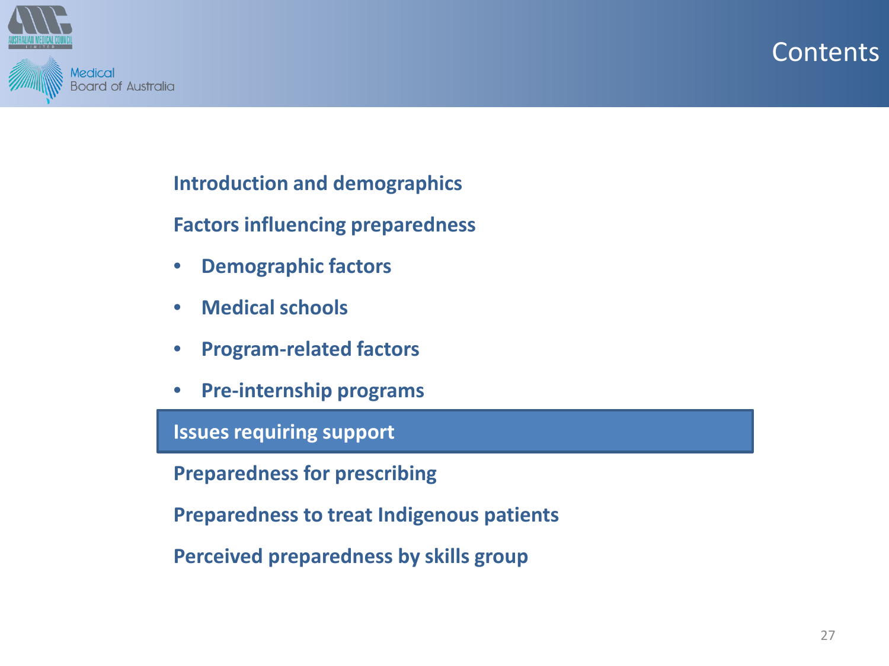# Contents

**Introduction and demographics**

**Factors influencing preparedness**

- **Demographic factors**
- **Medical schools**
- **Program-related factors**
- **Pre-internship programs**

**Issues requiring support**

**Preparedness for prescribing**

**Preparedness to treat Indigenous patients**

**Perceived preparedness by skills group**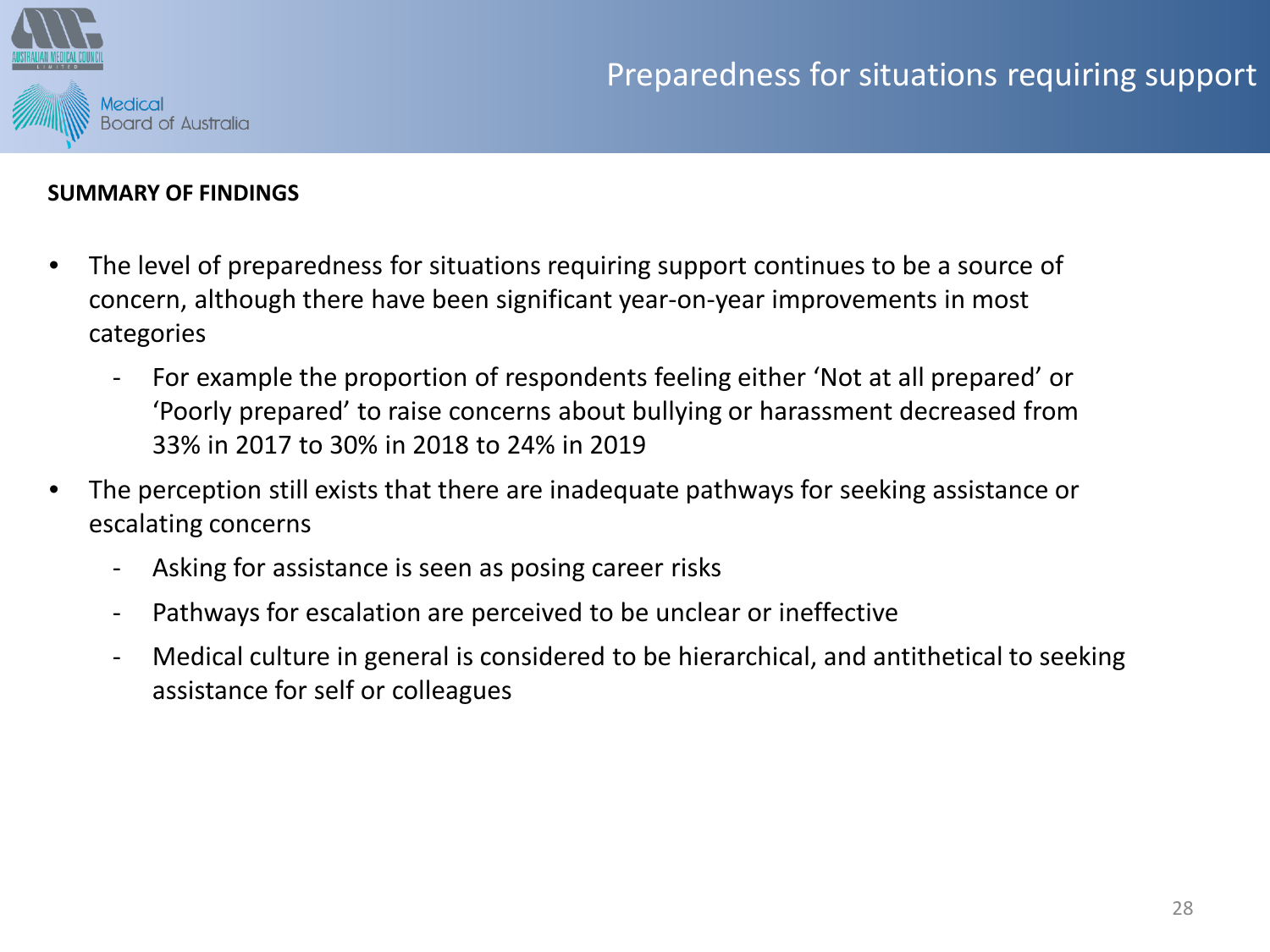# Preparedness for situations requiring support

**SUMMARY OF FINDINGS**

- The level of preparedness for situations requiring support continues to be a source of concern, although there have been significant year-on-year improvements in most categories
  - For example the proportion of respondents feeling either 'Not at all prepared' or 'Poorly prepared' to raise concerns about bullying or harassment decreased from 33% in 2017 to 30% in 2018 to 24% in 2019
- The perception still exists that there are inadequate pathways for seeking assistance or escalating concerns
  - Asking for assistance is seen as posing career risks
  - Pathways for escalation are perceived to be unclear or ineffective
  - Medical culture in general is considered to be hierarchical, and antithetical to seeking assistance for self or colleagues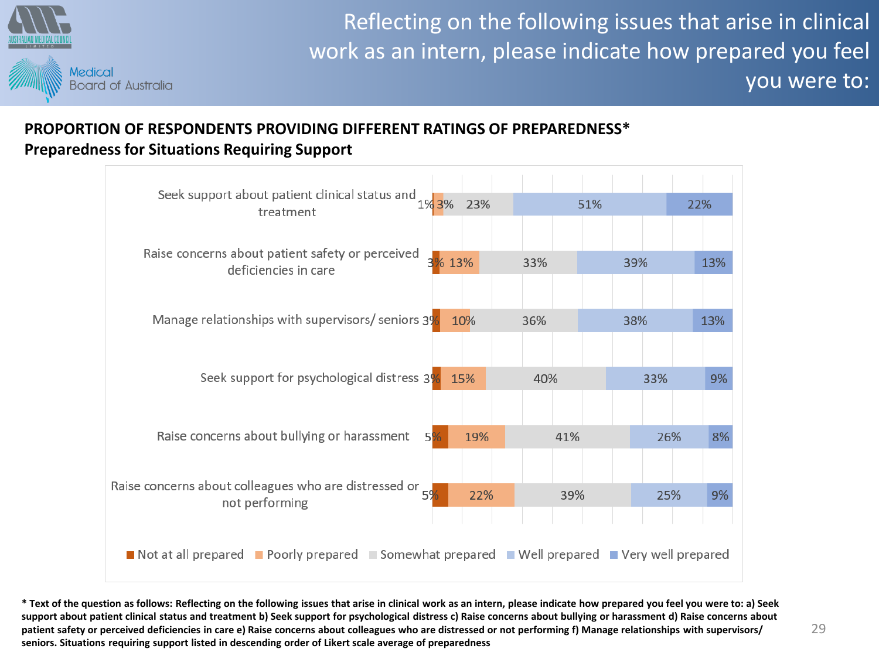# Reflecting on the following issues that arise in clinical work as an intern, please indicate how prepared you feel you were to:

**PROPORTION OF RESPONDENTS PROVIDING DIFFERENT RATINGS OF PREPAREDNESS***
**Preparedness for Situations Requiring Support**

Seek support about patient clinical status and treatment: 1% 3% 23% 51% 22%

Raise concerns about patient safety or perceived deficiencies in care: 3% 13% 33% 39% 13%

Manage relationships with supervisors/ seniors: 3% 10% 36% 38% 13%

Seek support for psychological distress: 3% 15% 40% 33% 9%

Raise concerns about bullying or harassment: 5% 19% 41% 26% 8%

Raise concerns about colleagues who are distressed or not performing: 5% 22% 39% 25% 9%

Not at all prepared | Poorly prepared | Somewhat prepared | Well prepared | Very well prepared

**\* Text of the question as follows: Reflecting on the following issues that arise in clinical work as an intern, please indicate how prepared you feel you were to: a) Seek support about patient clinical status and treatment b) Seek support for psychological distress c) Raise concerns about bullying or harassment d) Raise concerns about patient safety or perceived deficiencies in care e) Raise concerns about colleagues who are distressed or not performing f) Manage relationships with supervisors/ seniors. Situations requiring support listed in descending order of Likert scale average of preparedness**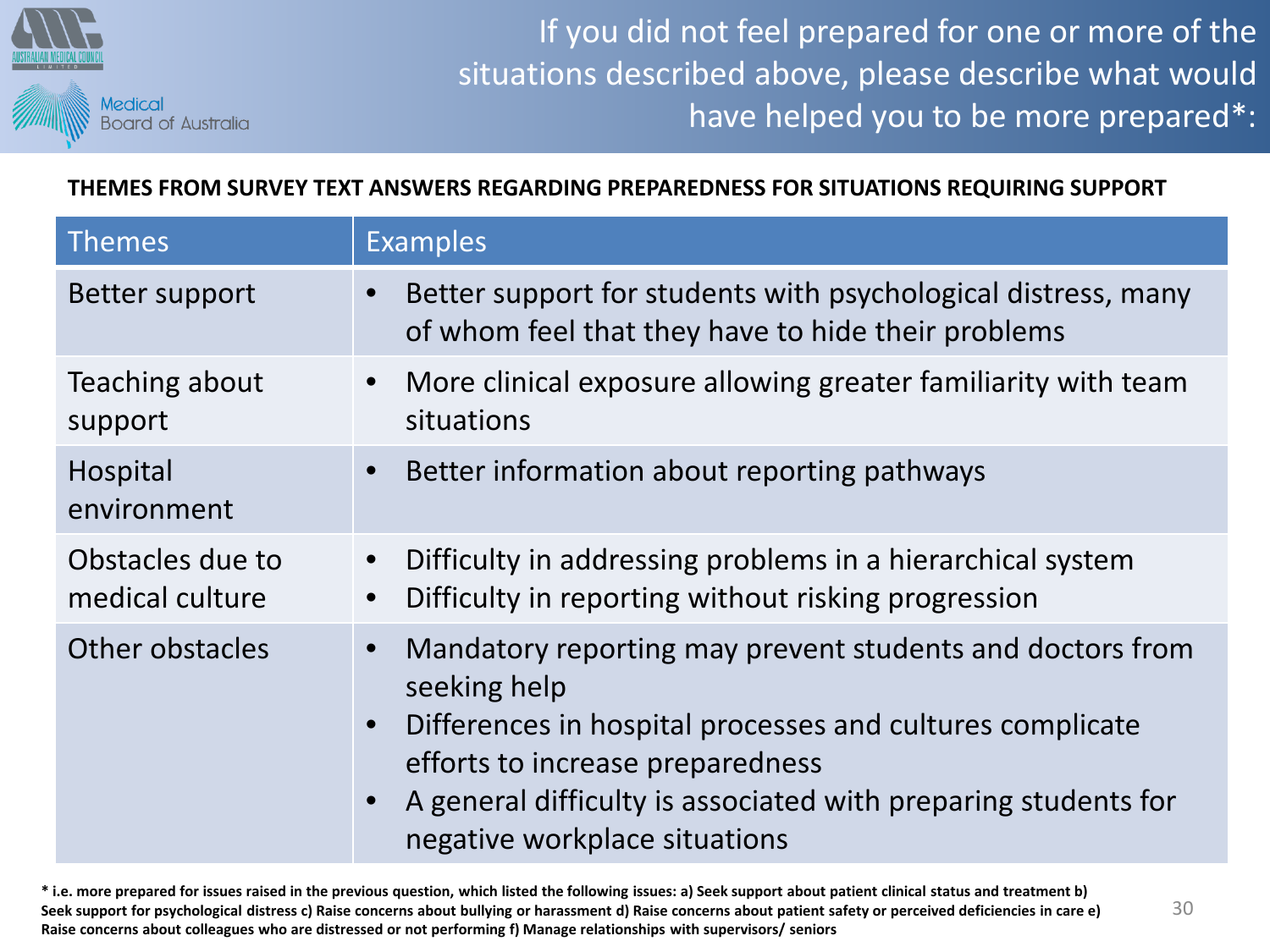# If you did not feel prepared for one or more of the situations described above, please describe what would have helped you to be more prepared*:

**THEMES FROM SURVEY TEXT ANSWERS REGARDING PREPAREDNESS FOR SITUATIONS REQUIRING SUPPORT**

| Themes | Examples |
|---|---|
| Better support | • Better support for students with psychological distress, many of whom feel that they have to hide their problems |
| Teaching about support | • More clinical exposure allowing greater familiarity with team situations |
| Hospital environment | • Better information about reporting pathways |
| Obstacles due to medical culture | • Difficulty in addressing problems in a hierarchical system<br>• Difficulty in reporting without risking progression |
| Other obstacles | • Mandatory reporting may prevent students and doctors from seeking help<br>• Differences in hospital processes and cultures complicate efforts to increase preparedness<br>• A general difficulty is associated with preparing students for negative workplace situations |

**\* i.e. more prepared for issues raised in the previous question, which listed the following issues: a) Seek support about patient clinical status and treatment b) Seek support for psychological distress c) Raise concerns about bullying or harassment d) Raise concerns about patient safety or perceived deficiencies in care e) Raise concerns about colleagues who are distressed or not performing f) Manage relationships with supervisors/ seniors**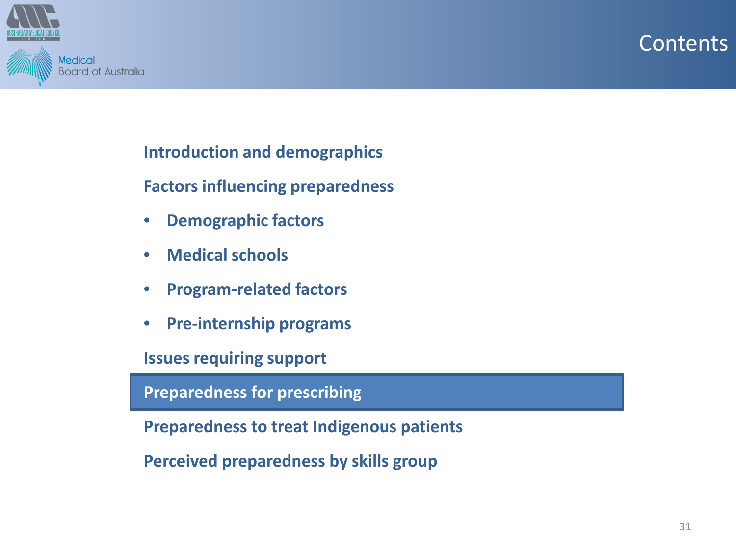# Contents

Introduction and demographics

Factors influencing preparedness

- Demographic factors
- Medical schools
- Program-related factors
- Pre-internship programs

Issues requiring support

**Preparedness for prescribing**

Preparedness to treat Indigenous patients

Perceived preparedness by skills group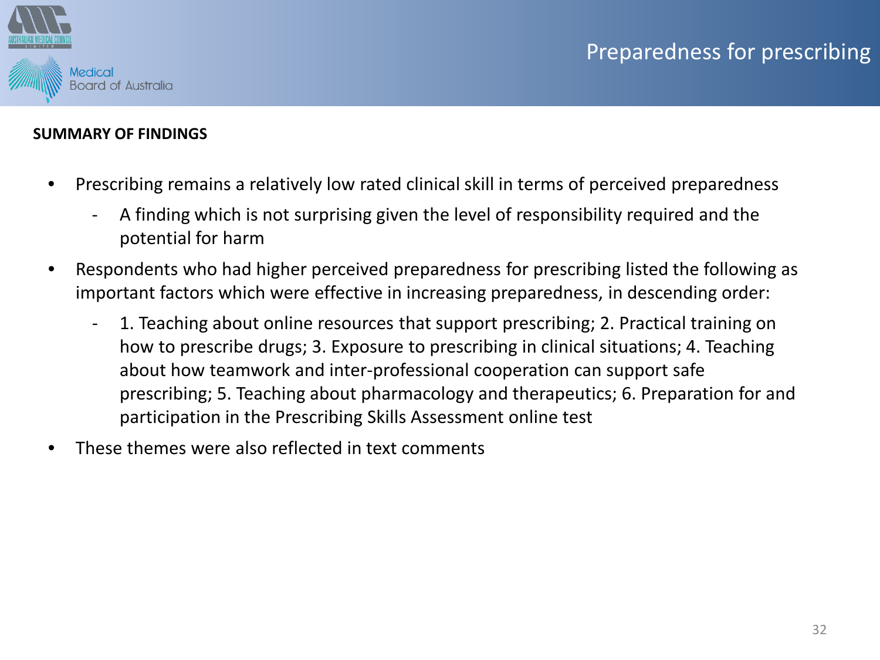# Preparedness for prescribing

**SUMMARY OF FINDINGS**

- Prescribing remains a relatively low rated clinical skill in terms of perceived preparedness
  - A finding which is not surprising given the level of responsibility required and the potential for harm
- Respondents who had higher perceived preparedness for prescribing listed the following as important factors which were effective in increasing preparedness, in descending order:
  - 1. Teaching about online resources that support prescribing; 2. Practical training on how to prescribe drugs; 3. Exposure to prescribing in clinical situations; 4. Teaching about how teamwork and inter-professional cooperation can support safe prescribing; 5. Teaching about pharmacology and therapeutics; 6. Preparation for and participation in the Prescribing Skills Assessment online test
- These themes were also reflected in text comments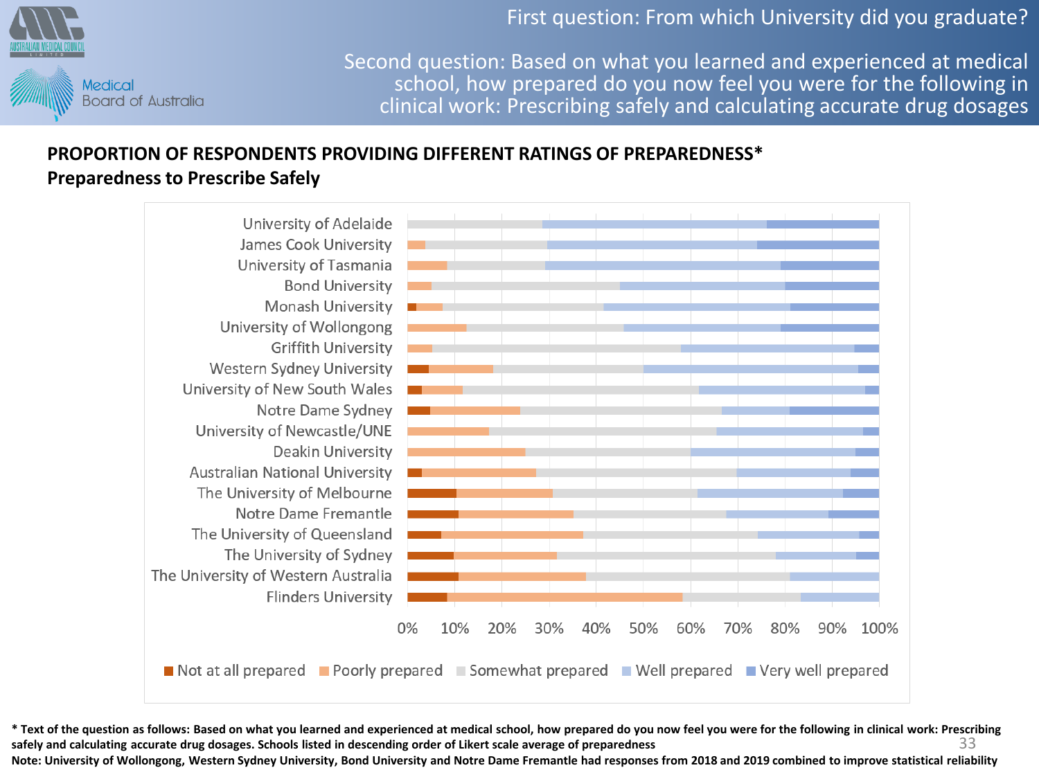First question: From which University did you graduate?

Second question: Based on what you learned and experienced at medical school, how prepared do you now feel you were for the following in clinical work: Prescribing safely and calculating accurate drug dosages

## PROPORTION OF RESPONDENTS PROVIDING DIFFERENT RATINGS OF PREPAREDNESS*

### Preparedness to Prescribe Safely

University of Adelaide
James Cook University
University of Tasmania
Bond University
Monash University
University of Wollongong
Griffith University
Western Sydney University
University of New South Wales
Notre Dame Sydney
University of Newcastle/UNE
Deakin University
Australian National University
The University of Melbourne
Notre Dame Fremantle
The University of Queensland
The University of Sydney
The University of Western Australia
Flinders University

0% 10% 20% 30% 40% 50% 60% 70% 80% 90% 100%

Not at all prepared | Poorly prepared | Somewhat prepared | Well prepared | Very well prepared

**\* Text of the question as follows: Based on what you learned and experienced at medical school, how prepared do you now feel you were for the following in clinical work: Prescribing safely and calculating accurate drug dosages. Schools listed in descending order of Likert scale average of preparedness**

**Note: University of Wollongong, Western Sydney University, Bond University and Notre Dame Fremantle had responses from 2018 and 2019 combined to improve statistical reliability**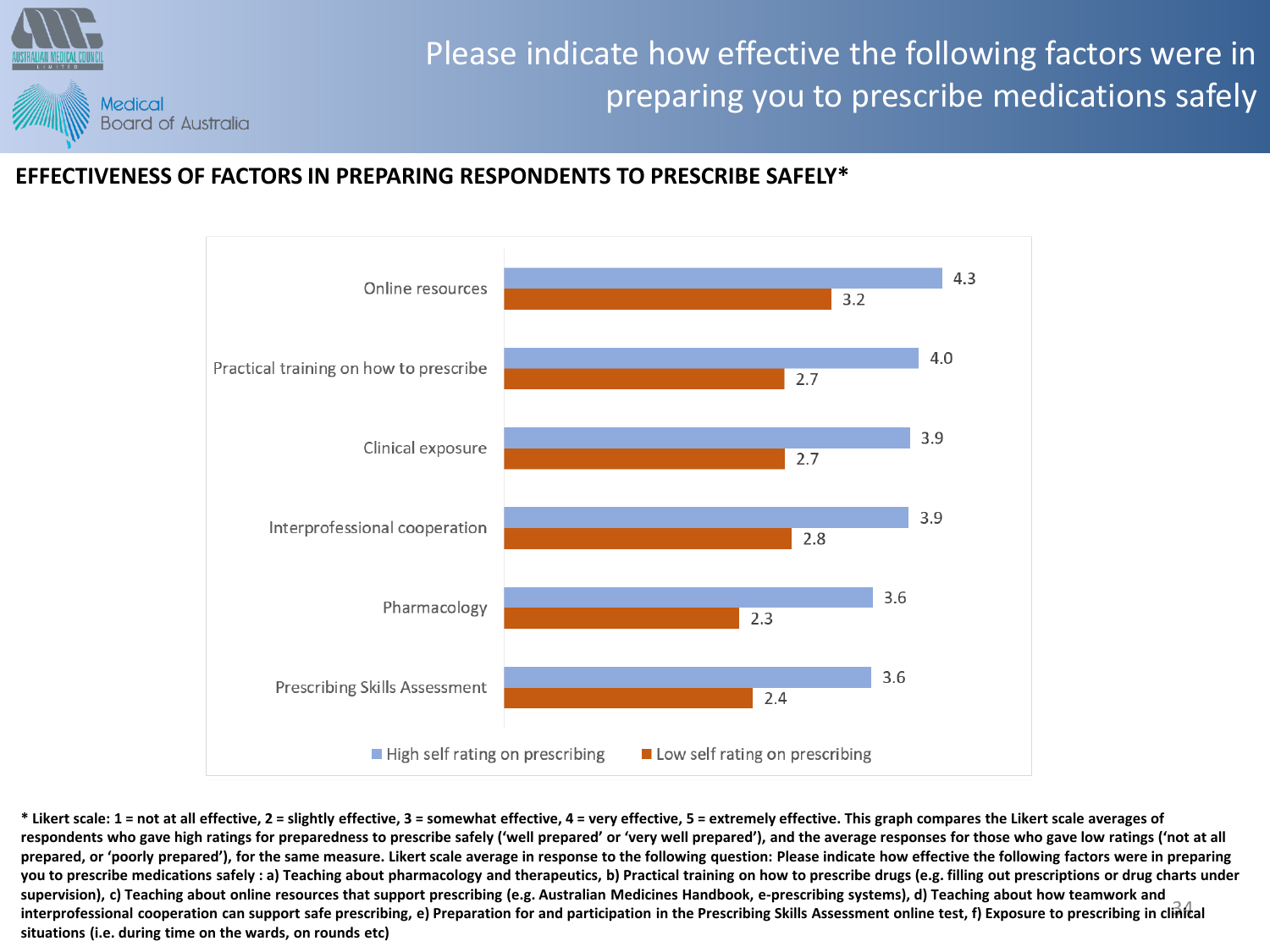# Please indicate how effective the following factors were in preparing you to prescribe medications safely

## EFFECTIVENESS OF FACTORS IN PREPARING RESPONDENTS TO PRESCRIBE SAFELY*

Online resources
4.3
3.2

Practical training on how to prescribe
4.0
2.7

Clinical exposure
3.9
2.7

Interprofessional cooperation
3.9
2.8

Pharmacology
3.6
2.3

Prescribing Skills Assessment
3.6
2.4

High self rating on prescribing
Low self rating on prescribing

**\* Likert scale: 1 = not at all effective, 2 = slightly effective, 3 = somewhat effective, 4 = very effective, 5 = extremely effective. This graph compares the Likert scale averages of respondents who gave high ratings for preparedness to prescribe safely ('well prepared' or 'very well prepared'), and the average responses for those who gave low ratings ('not at all prepared, or 'poorly prepared'), for the same measure. Likert scale average in response to the following question: Please indicate how effective the following factors were in preparing you to prescribe medications safely : a) Teaching about pharmacology and therapeutics, b) Practical training on how to prescribe drugs (e.g. filling out prescriptions or drug charts under supervision), c) Teaching about online resources that support prescribing (e.g. Australian Medicines Handbook, e-prescribing systems), d) Teaching about how teamwork and interprofessional cooperation can support safe prescribing, e) Preparation for and participation in the Prescribing Skills Assessment online test, f) Exposure to prescribing in clinical situations (i.e. during time on the wards, on rounds etc)**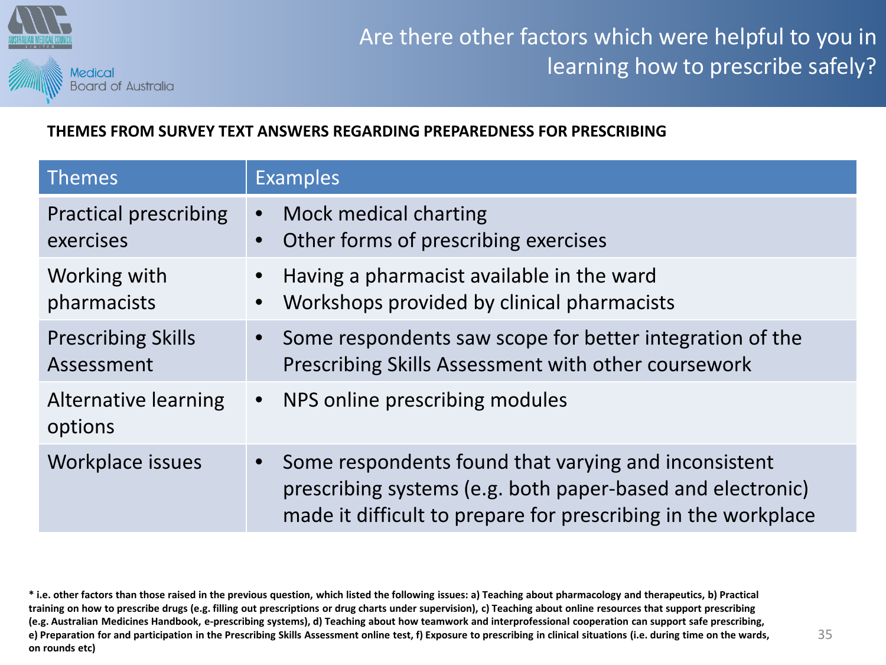# Are there other factors which were helpful to you in learning how to prescribe safely?

**THEMES FROM SURVEY TEXT ANSWERS REGARDING PREPAREDNESS FOR PRESCRIBING**

| Themes | Examples |
|---|---|
| Practical prescribing exercises | • Mock medical charting<br>• Other forms of prescribing exercises |
| Working with pharmacists | • Having a pharmacist available in the ward<br>• Workshops provided by clinical pharmacists |
| Prescribing Skills Assessment | • Some respondents saw scope for better integration of the Prescribing Skills Assessment with other coursework |
| Alternative learning options | • NPS online prescribing modules |
| Workplace issues | • Some respondents found that varying and inconsistent prescribing systems (e.g. both paper-based and electronic) made it difficult to prepare for prescribing in the workplace |

**\* i.e. other factors than those raised in the previous question, which listed the following issues: a) Teaching about pharmacology and therapeutics, b) Practical training on how to prescribe drugs (e.g. filling out prescriptions or drug charts under supervision), c) Teaching about online resources that support prescribing (e.g. Australian Medicines Handbook, e-prescribing systems), d) Teaching about how teamwork and interprofessional cooperation can support safe prescribing, e) Preparation for and participation in the Prescribing Skills Assessment online test, f) Exposure to prescribing in clinical situations (i.e. during time on the wards, on rounds etc)**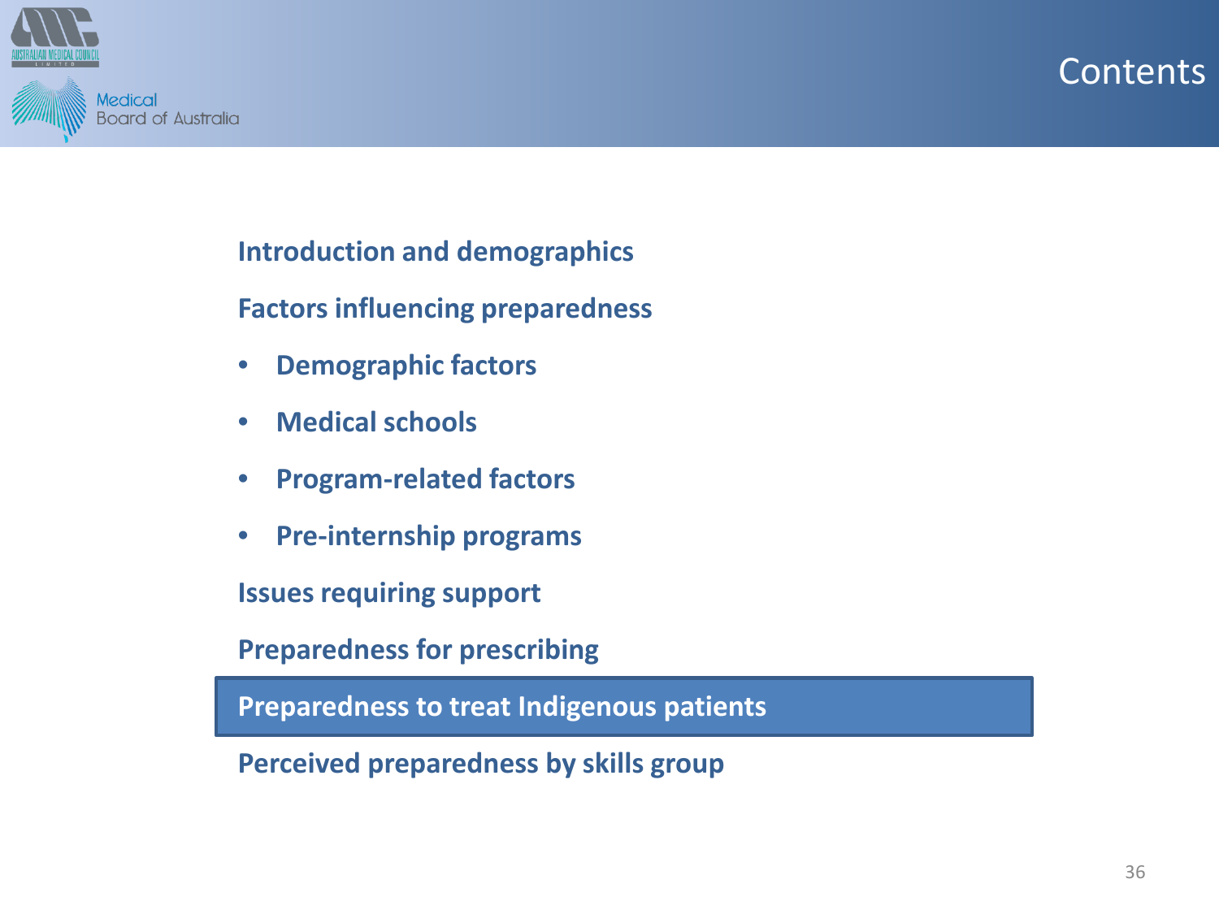# Contents

**Introduction and demographics**

**Factors influencing preparedness**

- **Demographic factors**
- **Medical schools**
- **Program-related factors**
- **Pre-internship programs**

**Issues requiring support**

**Preparedness for prescribing**

**Preparedness to treat Indigenous patients**

**Perceived preparedness by skills group**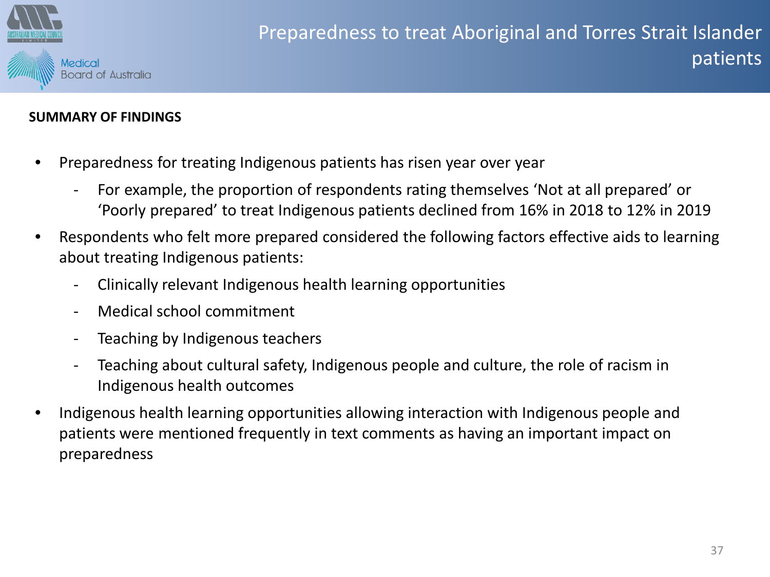# Preparedness to treat Aboriginal and Torres Strait Islander patients

**SUMMARY OF FINDINGS**

- Preparedness for treating Indigenous patients has risen year over year
  - For example, the proportion of respondents rating themselves 'Not at all prepared' or 'Poorly prepared' to treat Indigenous patients declined from 16% in 2018 to 12% in 2019
- Respondents who felt more prepared considered the following factors effective aids to learning about treating Indigenous patients:
  - Clinically relevant Indigenous health learning opportunities
  - Medical school commitment
  - Teaching by Indigenous teachers
  - Teaching about cultural safety, Indigenous people and culture, the role of racism in Indigenous health outcomes
- Indigenous health learning opportunities allowing interaction with Indigenous people and patients were mentioned frequently in text comments as having an important impact on preparedness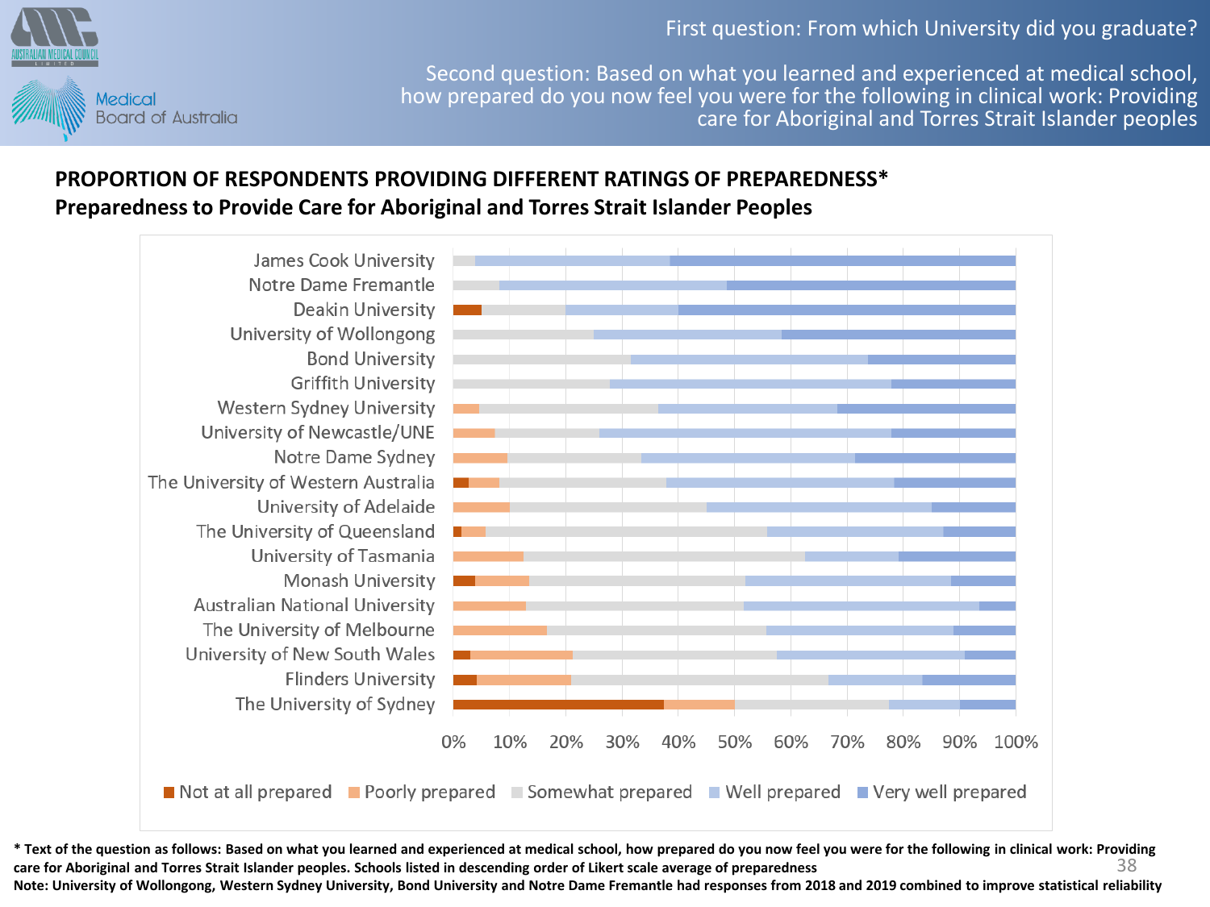First question: From which University did you graduate?

Second question: Based on what you learned and experienced at medical school, how prepared do you now feel you were for the following in clinical work: Providing care for Aboriginal and Torres Strait Islander peoples

## PROPORTION OF RESPONDENTS PROVIDING DIFFERENT RATINGS OF PREPAREDNESS*

## Preparedness to Provide Care for Aboriginal and Torres Strait Islander Peoples

James Cook University
Notre Dame Fremantle
Deakin University
University of Wollongong
Bond University
Griffith University
Western Sydney University
University of Newcastle/UNE
Notre Dame Sydney
The University of Western Australia
University of Adelaide
The University of Queensland
University of Tasmania
Monash University
Australian National University
The University of Melbourne
University of New South Wales
Flinders University
The University of Sydney

0% 10% 20% 30% 40% 50% 60% 70% 80% 90% 100%

Not at all prepared · Poorly prepared · Somewhat prepared · Well prepared · Very well prepared

**\* Text of the question as follows: Based on what you learned and experienced at medical school, how prepared do you now feel you were for the following in clinical work: Providing care for Aboriginal and Torres Strait Islander peoples. Schools listed in descending order of Likert scale average of preparedness**

**Note: University of Wollongong, Western Sydney University, Bond University and Notre Dame Fremantle had responses from 2018 and 2019 combined to improve statistical reliability**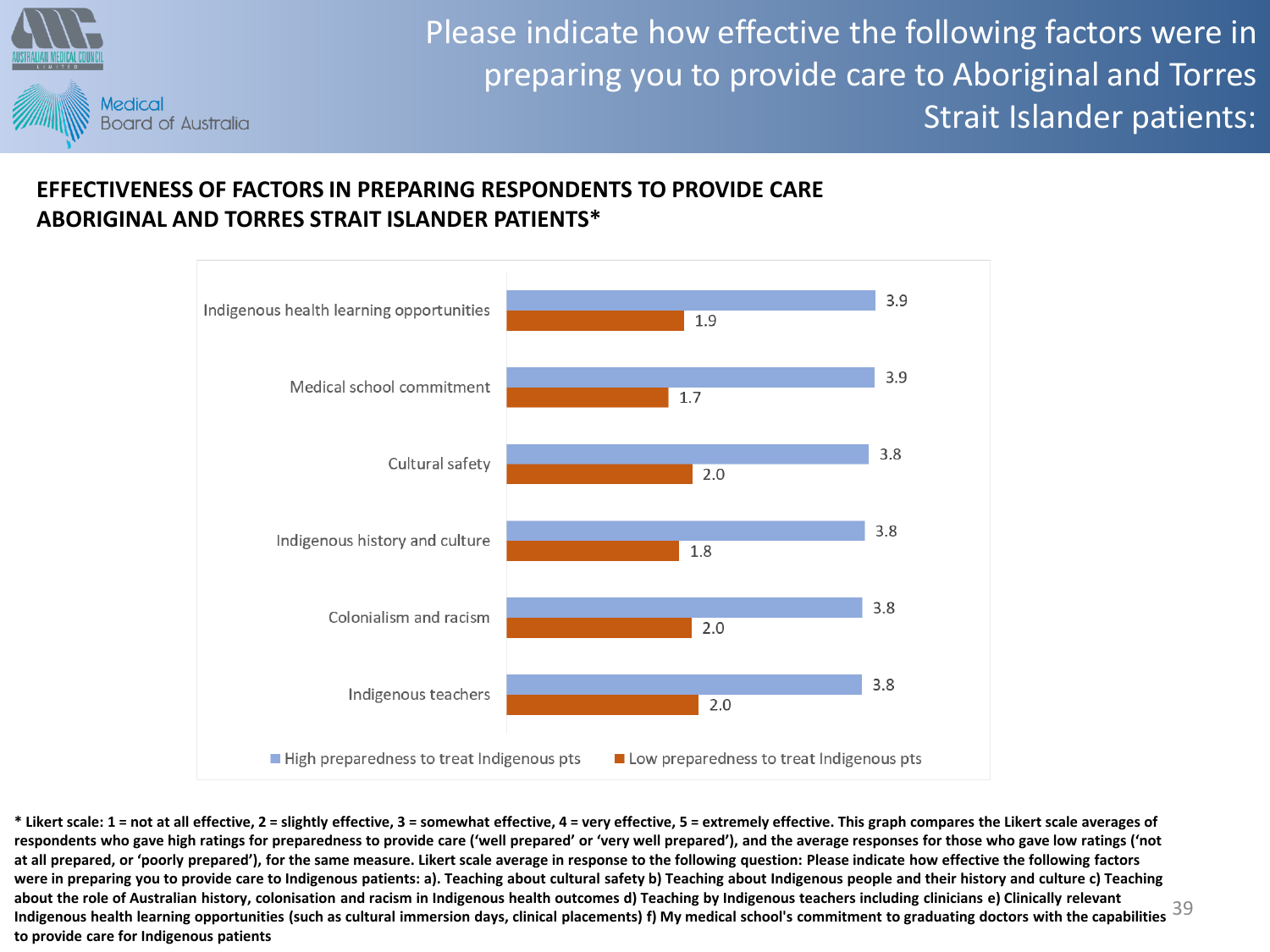# Please indicate how effective the following factors were in preparing you to provide care to Aboriginal and Torres Strait Islander patients:

**EFFECTIVENESS OF FACTORS IN PREPARING RESPONDENTS TO PROVIDE CARE ABORIGINAL AND TORRES STRAIT ISLANDER PATIENTS***

| Factor | High preparedness to treat Indigenous pts | Low preparedness to treat Indigenous pts |
|---|---|---|
| Indigenous health learning opportunities | 3.9 | 1.9 |
| Medical school commitment | 3.9 | 1.7 |
| Cultural safety | 3.8 | 2.0 |
| Indigenous history and culture | 3.8 | 1.8 |
| Colonialism and racism | 3.8 | 2.0 |
| Indigenous teachers | 3.8 | 2.0 |

**\* Likert scale: 1 = not at all effective, 2 = slightly effective, 3 = somewhat effective, 4 = very effective, 5 = extremely effective. This graph compares the Likert scale averages of respondents who gave high ratings for preparedness to provide care ('well prepared' or 'very well prepared'), and the average responses for those who gave low ratings ('not at all prepared, or 'poorly prepared'), for the same measure. Likert scale average in response to the following question: Please indicate how effective the following factors were in preparing you to provide care to Indigenous patients: a). Teaching about cultural safety b) Teaching about Indigenous people and their history and culture c) Teaching about the role of Australian history, colonisation and racism in Indigenous health outcomes d) Teaching by Indigenous teachers including clinicians e) Clinically relevant Indigenous health learning opportunities (such as cultural immersion days, clinical placements) f) My medical school's commitment to graduating doctors with the capabilities to provide care for Indigenous patients**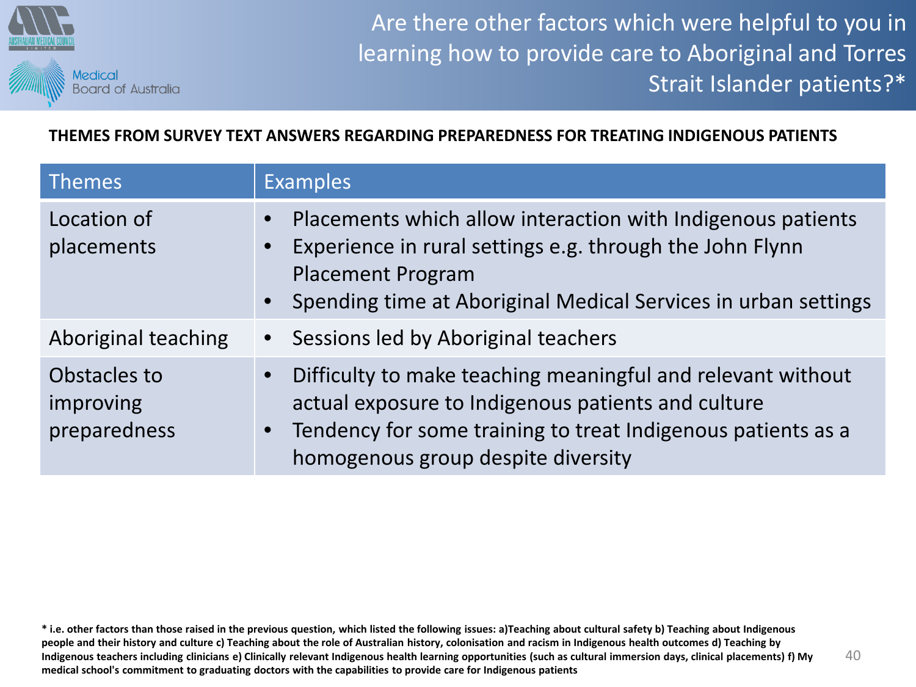# Are there other factors which were helpful to you in learning how to provide care to Aboriginal and Torres Strait Islander patients?*

**THEMES FROM SURVEY TEXT ANSWERS REGARDING PREPAREDNESS FOR TREATING INDIGENOUS PATIENTS**

| Themes | Examples |
|---|---|
| Location of placements | • Placements which allow interaction with Indigenous patients<br>• Experience in rural settings e.g. through the John Flynn Placement Program<br>• Spending time at Aboriginal Medical Services in urban settings |
| Aboriginal teaching | • Sessions led by Aboriginal teachers |
| Obstacles to improving preparedness | • Difficulty to make teaching meaningful and relevant without actual exposure to Indigenous patients and culture<br>• Tendency for some training to treat Indigenous patients as a homogenous group despite diversity |

**\* i.e. other factors than those raised in the previous question, which listed the following issues: a)Teaching about cultural safety b) Teaching about Indigenous people and their history and culture c) Teaching about the role of Australian history, colonisation and racism in Indigenous health outcomes d) Teaching by Indigenous teachers including clinicians e) Clinically relevant Indigenous health learning opportunities (such as cultural immersion days, clinical placements) f) My medical school's commitment to graduating doctors with the capabilities to provide care for Indigenous patients**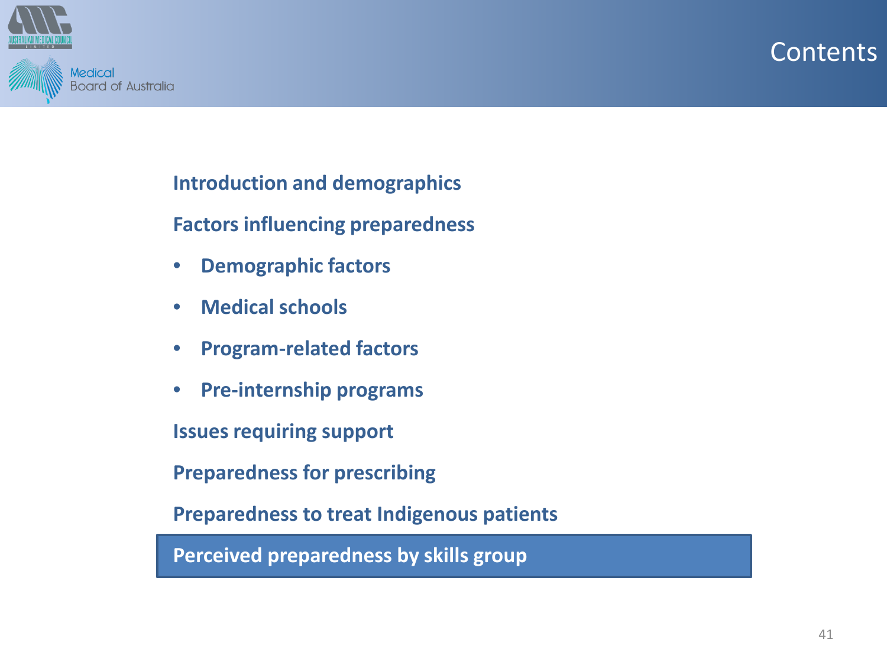# Contents

**Introduction and demographics**

**Factors influencing preparedness**

- **Demographic factors**
- **Medical schools**
- **Program-related factors**
- **Pre-internship programs**

**Issues requiring support**

**Preparedness for prescribing**

**Preparedness to treat Indigenous patients**

**Perceived preparedness by skills group**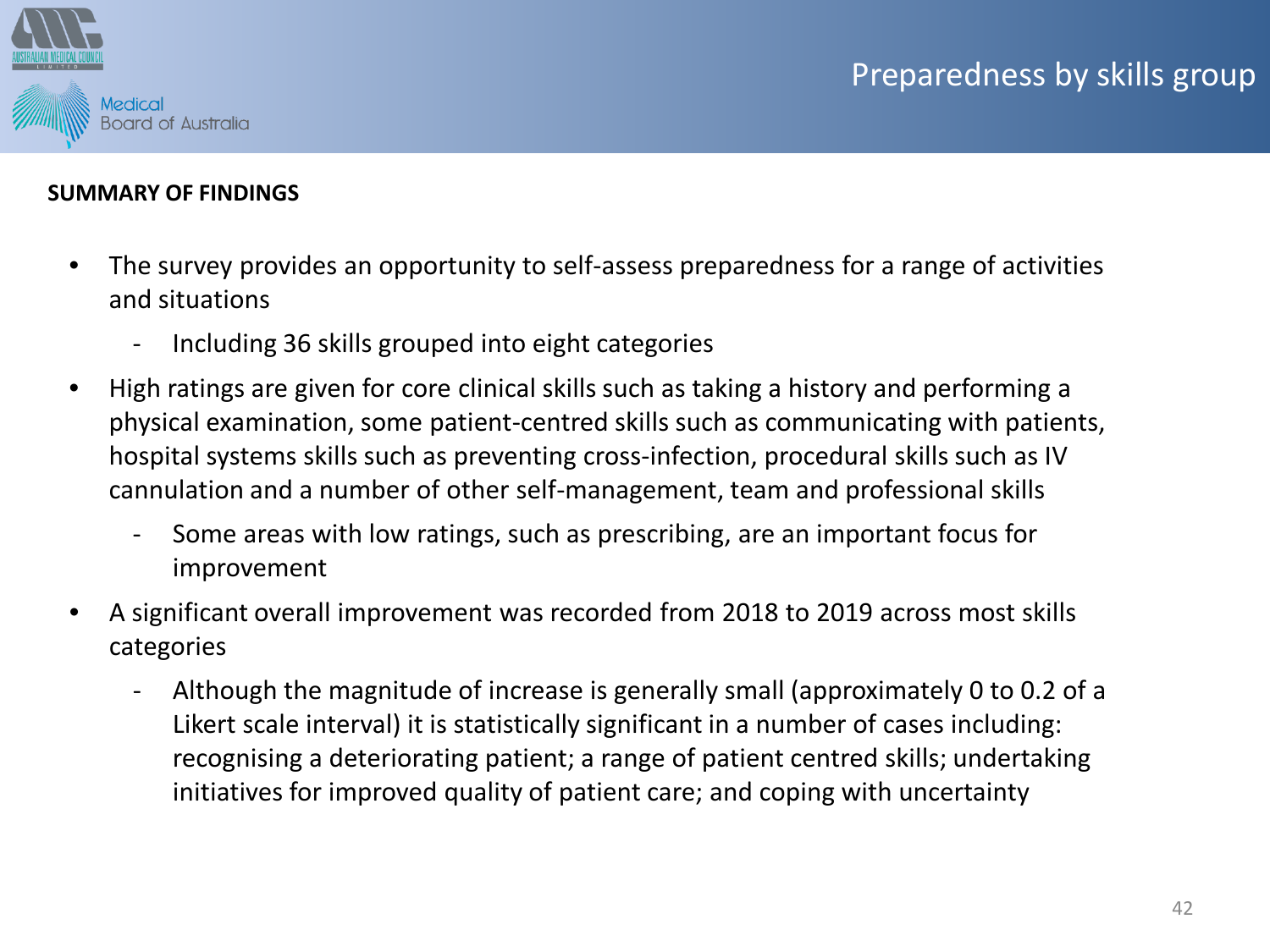# Preparedness by skills group

## SUMMARY OF FINDINGS

- The survey provides an opportunity to self-assess preparedness for a range of activities and situations
  - Including 36 skills grouped into eight categories
- High ratings are given for core clinical skills such as taking a history and performing a physical examination, some patient-centred skills such as communicating with patients, hospital systems skills such as preventing cross-infection, procedural skills such as IV cannulation and a number of other self-management, team and professional skills
  - Some areas with low ratings, such as prescribing, are an important focus for improvement
- A significant overall improvement was recorded from 2018 to 2019 across most skills categories
  - Although the magnitude of increase is generally small (approximately 0 to 0.2 of a Likert scale interval) it is statistically significant in a number of cases including: recognising a deteriorating patient; a range of patient centred skills; undertaking initiatives for improved quality of patient care; and coping with uncertainty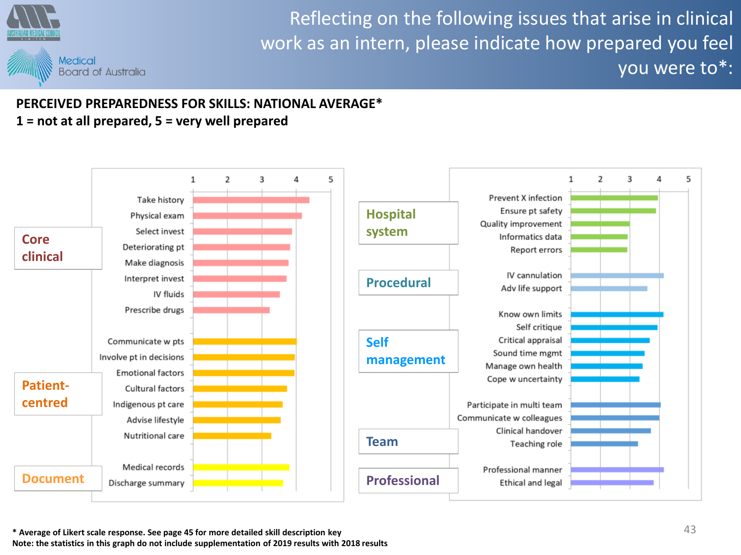# Reflecting on the following issues that arise in clinical work as an intern, please indicate how prepared you feel you were to*:

**PERCEIVED PREPAREDNESS FOR SKILLS: NATIONAL AVERAGE***
**1 = not at all prepared, 5 = very well prepared**

1 2 3 4 5

Core clinical

Take history
Physical exam
Select invest
Deteriorating pt
Make diagnosis
Interpret invest
IV fluids
Prescribe drugs

Patient-centred

Communicate w pts
Involve pt in decisions
Emotional factors
Cultural factors
Indigenous pt care
Advise lifestyle
Nutritional care

Document

Medical records
Discharge summary

1 2 3 4 5

Hospital system

Prevent X infection
Ensure pt safety
Quality improvement
Informatics data
Report errors

Procedural

IV cannulation
Adv life support

Self management

Know own limits
Self critique
Critical appraisal
Sound time mgmt
Manage own health
Cope w uncertainty

Team

Participate in multi team
Communicate w colleagues
Clinical handover
Teaching role

Professional

Professional manner
Ethical and legal

**\* Average of Likert scale response. See page 45 for more detailed skill description key**
**Note: the statistics in this graph do not include supplementation of 2019 results with 2018 results**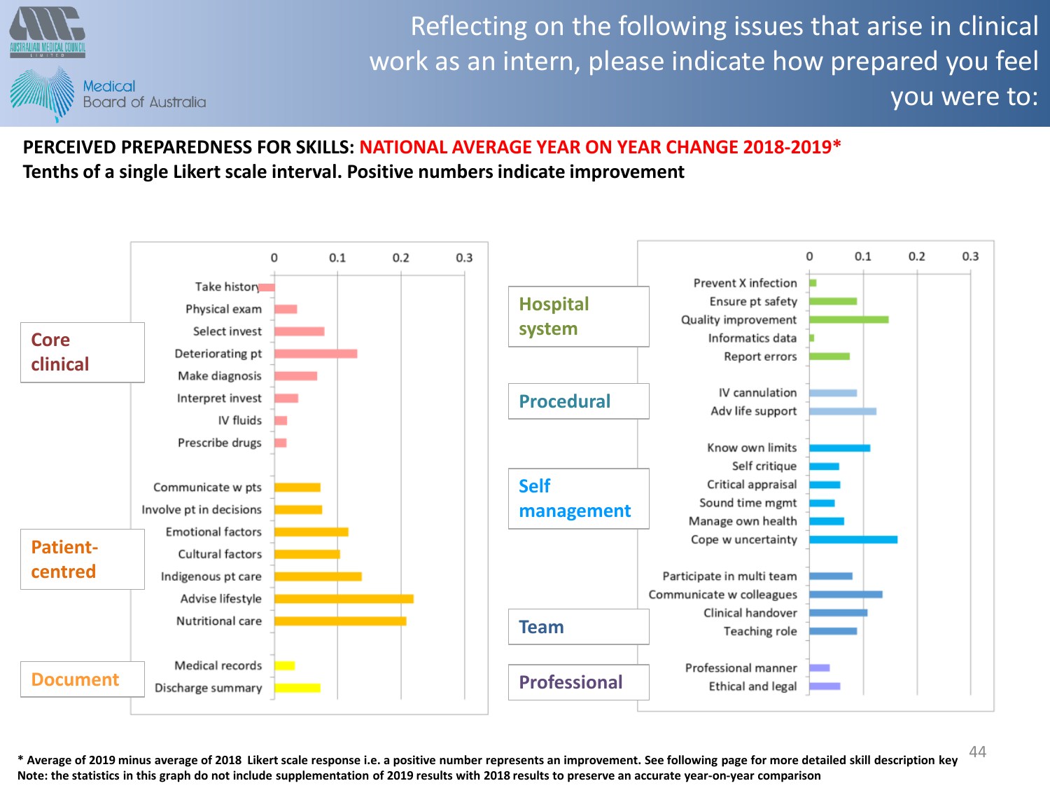# Reflecting on the following issues that arise in clinical work as an intern, please indicate how prepared you feel you were to:

**PERCEIVED PREPAREDNESS FOR SKILLS: NATIONAL AVERAGE YEAR ON YEAR CHANGE 2018-2019***

**Tenths of a single Likert scale interval. Positive numbers indicate improvement**

0 0.1 0.2 0.3

Core clinical

Take history
Physical exam
Select invest
Deteriorating pt
Make diagnosis
Interpret invest
IV fluids
Prescribe drugs

Patient-centred

Communicate w pts
Involve pt in decisions
Emotional factors
Cultural factors
Indigenous pt care
Advise lifestyle
Nutritional care

Document

Medical records
Discharge summary

0 0.1 0.2 0.3

Hospital system

Prevent X infection
Ensure pt safety
Quality improvement
Informatics data
Report errors

Procedural

IV cannulation
Adv life support

Self management

Know own limits
Self critique
Critical appraisal
Sound time mgmt
Manage own health
Cope w uncertainty

Team

Participate in multi team
Communicate w colleagues
Clinical handover
Teaching role

Professional

Professional manner
Ethical and legal

**\* Average of 2019 minus average of 2018 Likert scale response i.e. a positive number represents an improvement. See following page for more detailed skill description key**

**Note: the statistics in this graph do not include supplementation of 2019 results with 2018 results to preserve an accurate year-on-year comparison**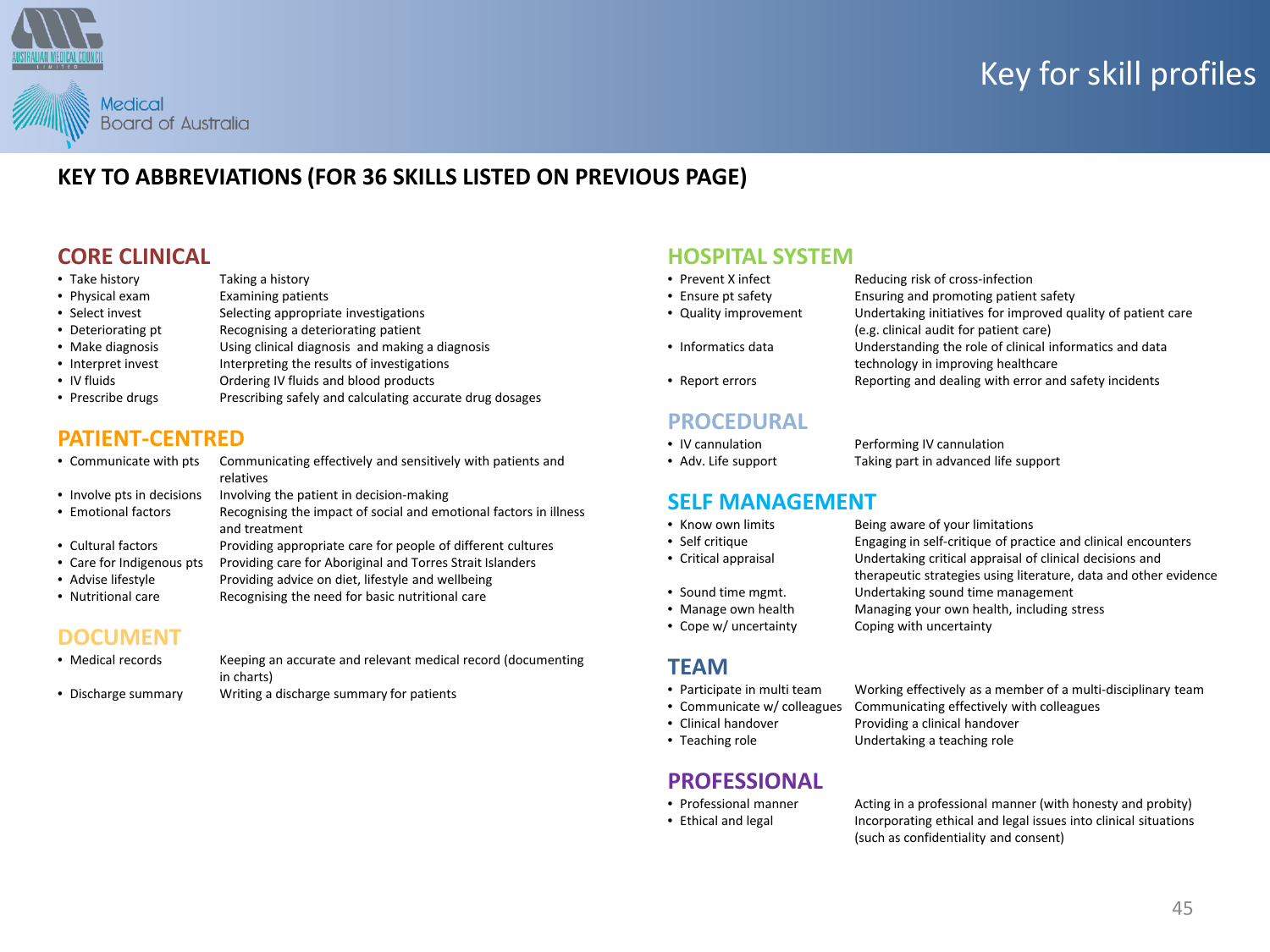# Key for skill profiles

## KEY TO ABBREVIATIONS (FOR 36 SKILLS LISTED ON PREVIOUS PAGE)

### CORE CLINICAL

| | |
|---|---|
| • Take history | Taking a history |
| • Physical exam | Examining patients |
| • Select invest | Selecting appropriate investigations |
| • Deteriorating pt | Recognising a deteriorating patient |
| • Make diagnosis | Using clinical diagnosis and making a diagnosis |
| • Interpret invest | Interpreting the results of investigations |
| • IV fluids | Ordering IV fluids and blood products |
| • Prescribe drugs | Prescribing safely and calculating accurate drug dosages |

### PATIENT-CENTRED

| | |
|---|---|
| • Communicate with pts | Communicating effectively and sensitively with patients and relatives |
| • Involve pts in decisions | Involving the patient in decision-making |
| • Emotional factors | Recognising the impact of social and emotional factors in illness and treatment |
| • Cultural factors | Providing appropriate care for people of different cultures |
| • Care for Indigenous pts | Providing care for Aboriginal and Torres Strait Islanders |
| • Advise lifestyle | Providing advice on diet, lifestyle and wellbeing |
| • Nutritional care | Recognising the need for basic nutritional care |

### DOCUMENT

| | |
|---|---|
| • Medical records | Keeping an accurate and relevant medical record (documenting in charts) |
| • Discharge summary | Writing a discharge summary for patients |

### HOSPITAL SYSTEM

| | |
|---|---|
| • Prevent X infect | Reducing risk of cross-infection |
| • Ensure pt safety | Ensuring and promoting patient safety |
| • Quality improvement | Undertaking initiatives for improved quality of patient care (e.g. clinical audit for patient care) |
| • Informatics data | Understanding the role of clinical informatics and data technology in improving healthcare |
| • Report errors | Reporting and dealing with error and safety incidents |

### PROCEDURAL

| | |
|---|---|
| • IV cannulation | Performing IV cannulation |
| • Adv. Life support | Taking part in advanced life support |

### SELF MANAGEMENT

| | |
|---|---|
| • Know own limits | Being aware of your limitations |
| • Self critique | Engaging in self-critique of practice and clinical encounters |
| • Critical appraisal | Undertaking critical appraisal of clinical decisions and therapeutic strategies using literature, data and other evidence |
| • Sound time mgmt. | Undertaking sound time management |
| • Manage own health | Managing your own health, including stress |
| • Cope w/ uncertainty | Coping with uncertainty |

### TEAM

| | |
|---|---|
| • Participate in multi team | Working effectively as a member of a multi-disciplinary team |
| • Communicate w/ colleagues | Communicating effectively with colleagues |
| • Clinical handover | Providing a clinical handover |
| • Teaching role | Undertaking a teaching role |

### PROFESSIONAL

| | |
|---|---|
| • Professional manner | Acting in a professional manner (with honesty and probity) |
| • Ethical and legal | Incorporating ethical and legal issues into clinical situations (such as confidentiality and consent) |